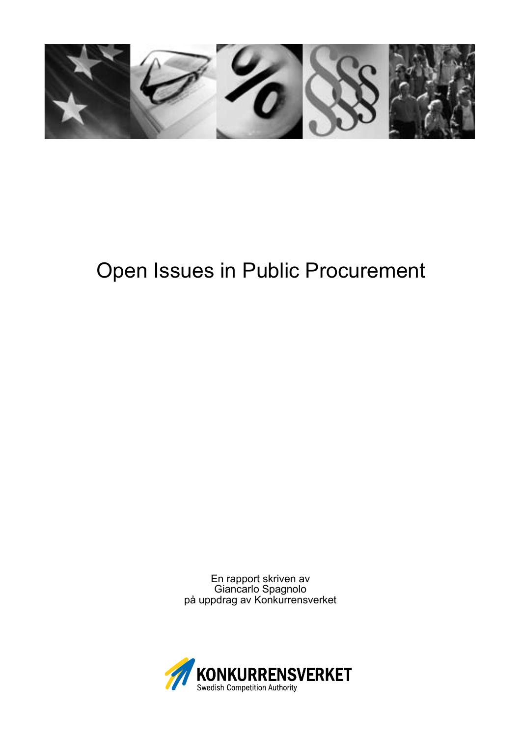# Open Issues in Public Procurement

En rapport skriven av
Giancarlo Spagnolo
på uppdrag av Konkurrensverket

KONKURRENSVERKET
Swedish Competition Authority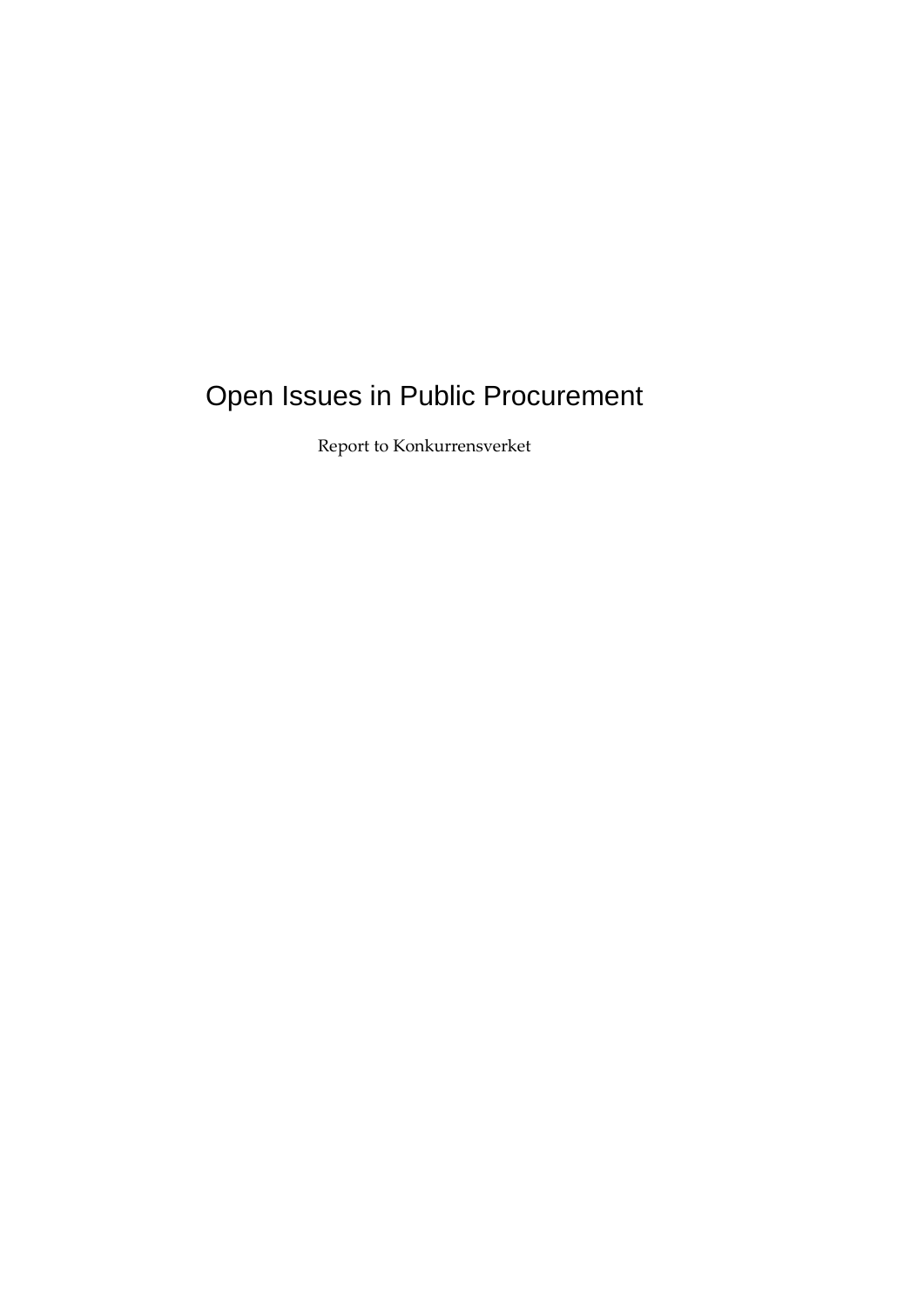# Open Issues in Public Procurement

Report to Konkurrensverket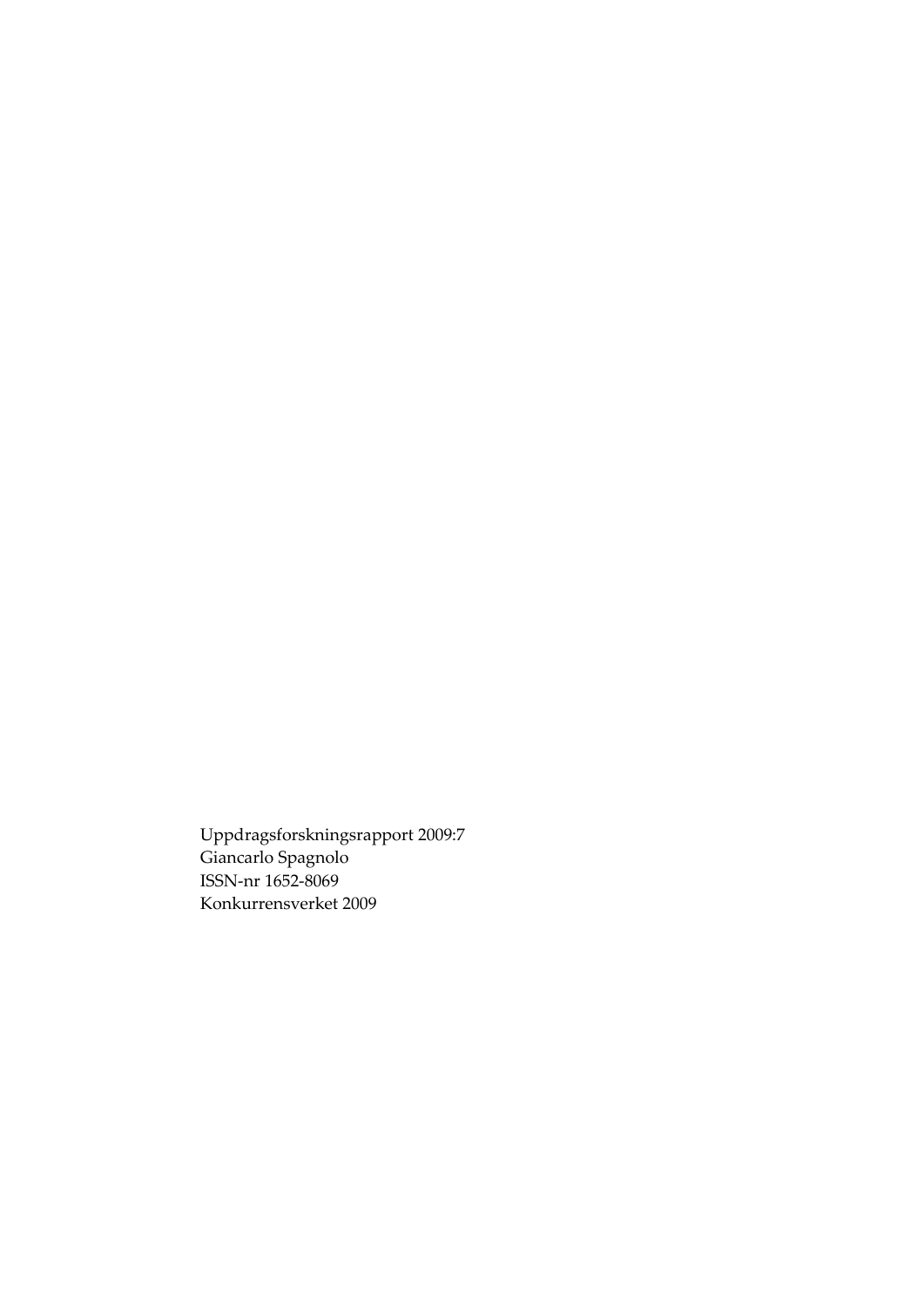Uppdragsforskningsrapport 2009:7
Giancarlo Spagnolo
ISSN-nr 1652-8069
Konkurrensverket 2009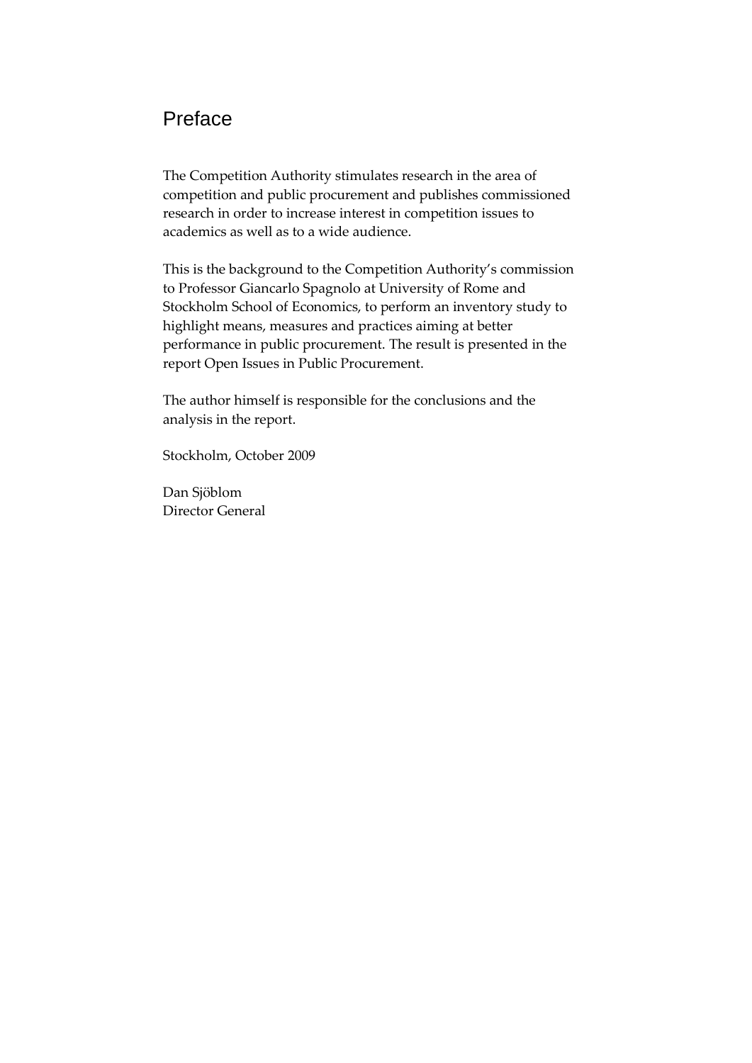# Preface

The Competition Authority stimulates research in the area of competition and public procurement and publishes commissioned research in order to increase interest in competition issues to academics as well as to a wide audience.

This is the background to the Competition Authority's commission to Professor Giancarlo Spagnolo at University of Rome and Stockholm School of Economics, to perform an inventory study to highlight means, measures and practices aiming at better performance in public procurement. The result is presented in the report Open Issues in Public Procurement.

The author himself is responsible for the conclusions and the analysis in the report.

Stockholm, October 2009

Dan Sjöblom
Director General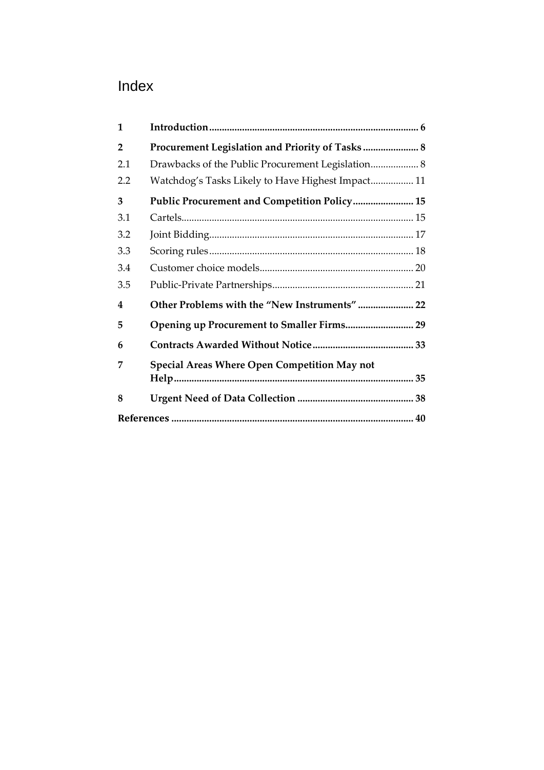# Index

| | | |
|---|---|---|
| **1** | **Introduction** | **6** |
| **2** | **Procurement Legislation and Priority of Tasks** | **8** |
| 2.1 | Drawbacks of the Public Procurement Legislation | 8 |
| 2.2 | Watchdog's Tasks Likely to Have Highest Impact | 11 |
| **3** | **Public Procurement and Competition Policy** | **15** |
| 3.1 | Cartels | 15 |
| 3.2 | Joint Bidding | 17 |
| 3.3 | Scoring rules | 18 |
| 3.4 | Customer choice models | 20 |
| 3.5 | Public-Private Partnerships | 21 |
| **4** | **Other Problems with the "New Instruments"** | **22** |
| **5** | **Opening up Procurement to Smaller Firms** | **29** |
| **6** | **Contracts Awarded Without Notice** | **33** |
| **7** | **Special Areas Where Open Competition May not Help** | **35** |
| **8** | **Urgent Need of Data Collection** | **38** |
| **References** | | **40** |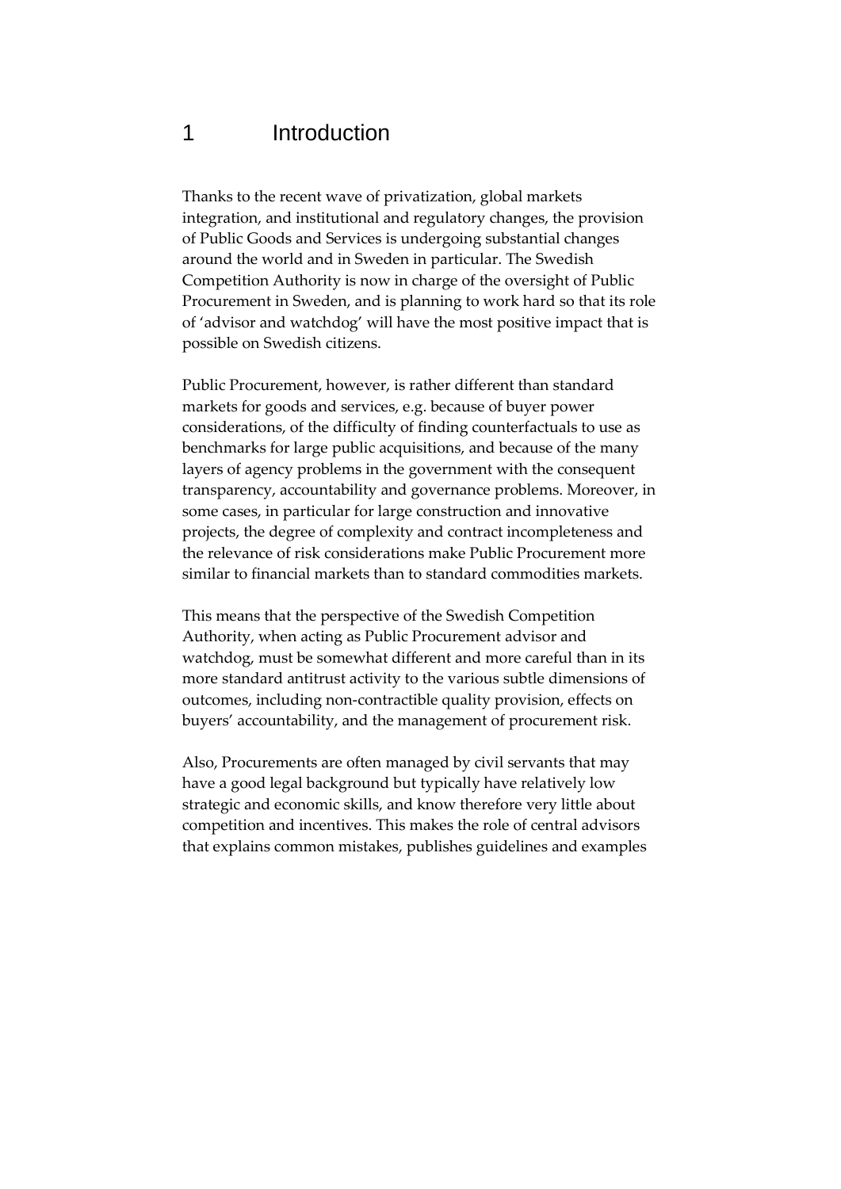# 1 Introduction

Thanks to the recent wave of privatization, global markets integration, and institutional and regulatory changes, the provision of Public Goods and Services is undergoing substantial changes around the world and in Sweden in particular. The Swedish Competition Authority is now in charge of the oversight of Public Procurement in Sweden, and is planning to work hard so that its role of 'advisor and watchdog' will have the most positive impact that is possible on Swedish citizens.

Public Procurement, however, is rather different than standard markets for goods and services, e.g. because of buyer power considerations, of the difficulty of finding counterfactuals to use as benchmarks for large public acquisitions, and because of the many layers of agency problems in the government with the consequent transparency, accountability and governance problems. Moreover, in some cases, in particular for large construction and innovative projects, the degree of complexity and contract incompleteness and the relevance of risk considerations make Public Procurement more similar to financial markets than to standard commodities markets.

This means that the perspective of the Swedish Competition Authority, when acting as Public Procurement advisor and watchdog, must be somewhat different and more careful than in its more standard antitrust activity to the various subtle dimensions of outcomes, including non-contractible quality provision, effects on buyers' accountability, and the management of procurement risk.

Also, Procurements are often managed by civil servants that may have a good legal background but typically have relatively low strategic and economic skills, and know therefore very little about competition and incentives. This makes the role of central advisors that explains common mistakes, publishes guidelines and examples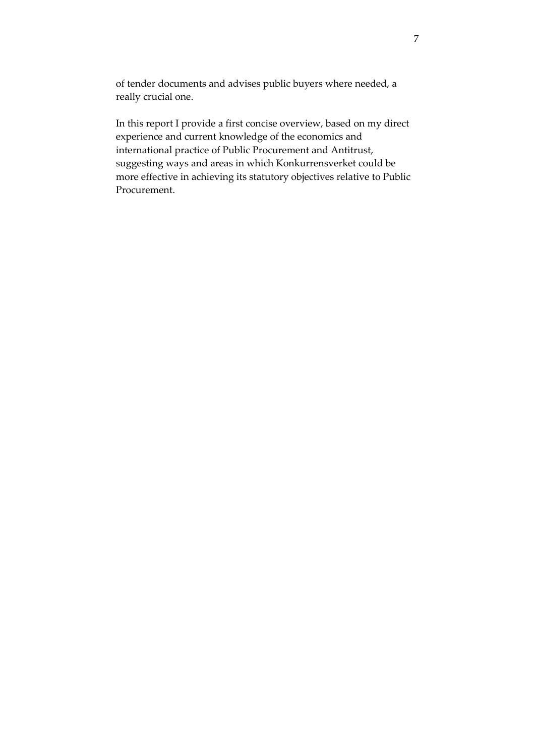of tender documents and advises public buyers where needed, a really crucial one.

In this report I provide a first concise overview, based on my direct experience and current knowledge of the economics and international practice of Public Procurement and Antitrust, suggesting ways and areas in which Konkurrensverket could be more effective in achieving its statutory objectives relative to Public Procurement.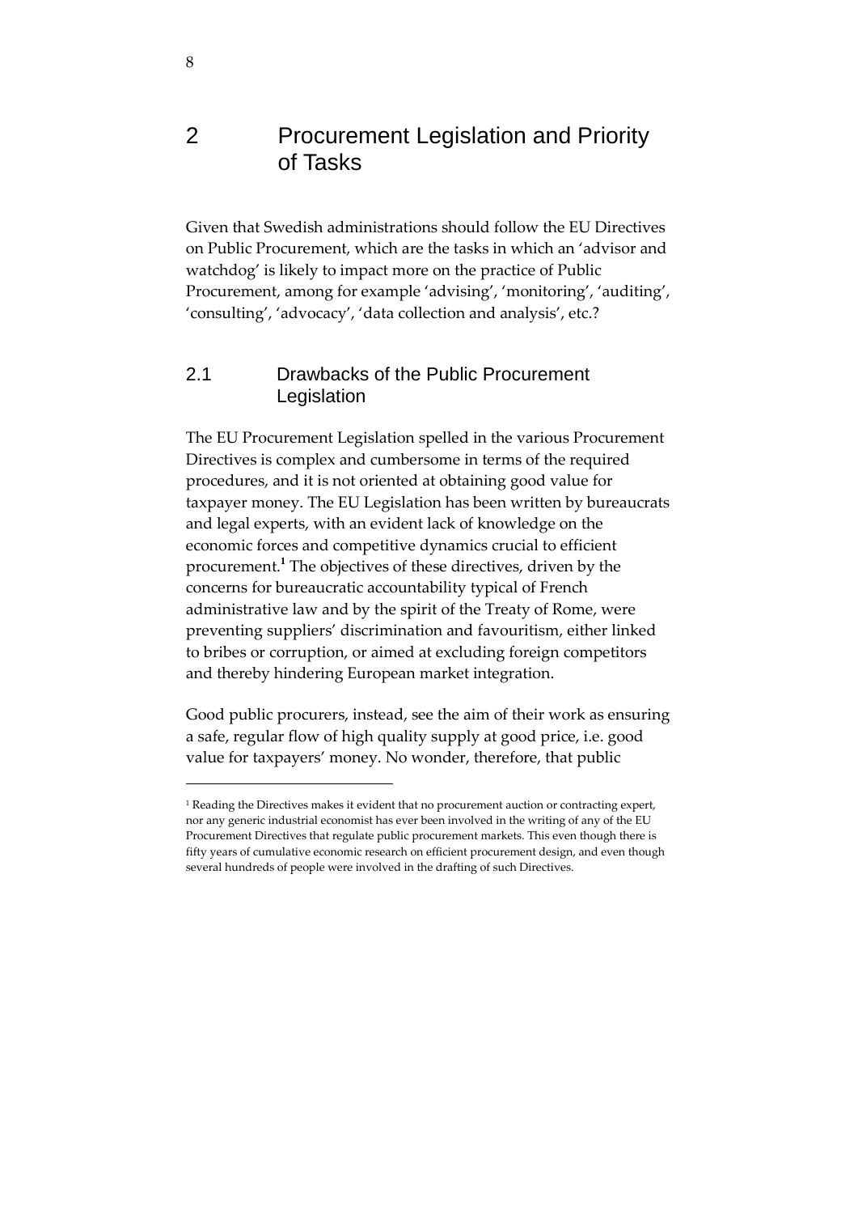# 2 Procurement Legislation and Priority of Tasks

Given that Swedish administrations should follow the EU Directives on Public Procurement, which are the tasks in which an 'advisor and watchdog' is likely to impact more on the practice of Public Procurement, among for example 'advising', 'monitoring', 'auditing', 'consulting', 'advocacy', 'data collection and analysis', etc.?

## 2.1 Drawbacks of the Public Procurement Legislation

The EU Procurement Legislation spelled in the various Procurement Directives is complex and cumbersome in terms of the required procedures, and it is not oriented at obtaining good value for taxpayer money. The EU Legislation has been written by bureaucrats and legal experts, with an evident lack of knowledge on the economic forces and competitive dynamics crucial to efficient procurement.[1] The objectives of these directives, driven by the concerns for bureaucratic accountability typical of French administrative law and by the spirit of the Treaty of Rome, were preventing suppliers' discrimination and favouritism, either linked to bribes or corruption, or aimed at excluding foreign competitors and thereby hindering European market integration.

Good public procurers, instead, see the aim of their work as ensuring a safe, regular flow of high quality supply at good price, i.e. good value for taxpayers' money. No wonder, therefore, that public

---

[1] Reading the Directives makes it evident that no procurement auction or contracting expert, nor any generic industrial economist has ever been involved in the writing of any of the EU Procurement Directives that regulate public procurement markets. This even though there is fifty years of cumulative economic research on efficient procurement design, and even though several hundreds of people were involved in the drafting of such Directives.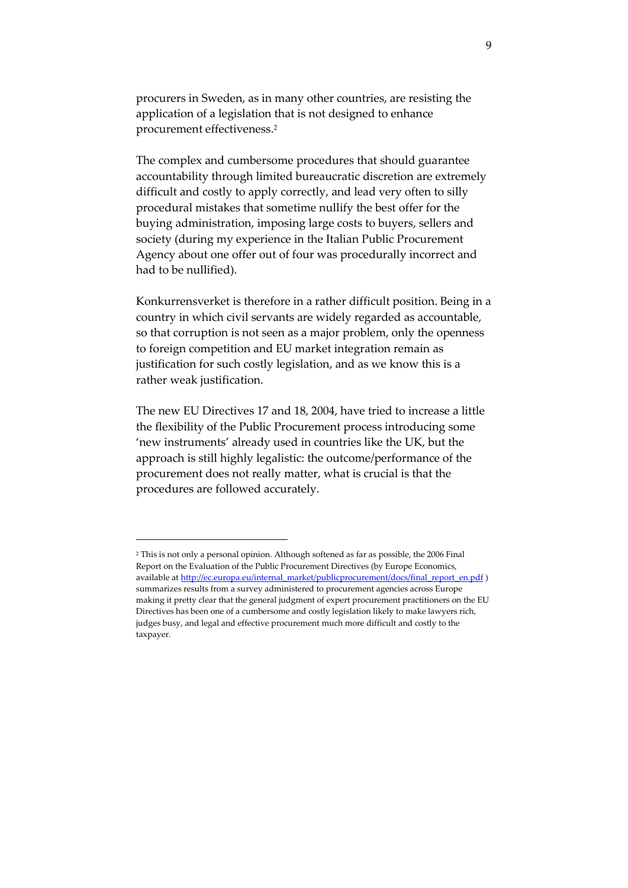procurers in Sweden, as in many other countries, are resisting the application of a legislation that is not designed to enhance procurement effectiveness.[2]

The complex and cumbersome procedures that should guarantee accountability through limited bureaucratic discretion are extremely difficult and costly to apply correctly, and lead very often to silly procedural mistakes that sometime nullify the best offer for the buying administration, imposing large costs to buyers, sellers and society (during my experience in the Italian Public Procurement Agency about one offer out of four was procedurally incorrect and had to be nullified).

Konkurrensverket is therefore in a rather difficult position. Being in a country in which civil servants are widely regarded as accountable, so that corruption is not seen as a major problem, only the openness to foreign competition and EU market integration remain as justification for such costly legislation, and as we know this is a rather weak justification.

The new EU Directives 17 and 18, 2004, have tried to increase a little the flexibility of the Public Procurement process introducing some 'new instruments' already used in countries like the UK, but the approach is still highly legalistic: the outcome/performance of the procurement does not really matter, what is crucial is that the procedures are followed accurately.

---

[2] This is not only a personal opinion. Although softened as far as possible, the 2006 Final Report on the Evaluation of the Public Procurement Directives (by Europe Economics, available at http://ec.europa.eu/internal_market/publicprocurement/docs/final_report_en.pdf ) summarizes results from a survey administered to procurement agencies across Europe making it pretty clear that the general judgment of expert procurement practitioners on the EU Directives has been one of a cumbersome and costly legislation likely to make lawyers rich, judges busy, and legal and effective procurement much more difficult and costly to the taxpayer.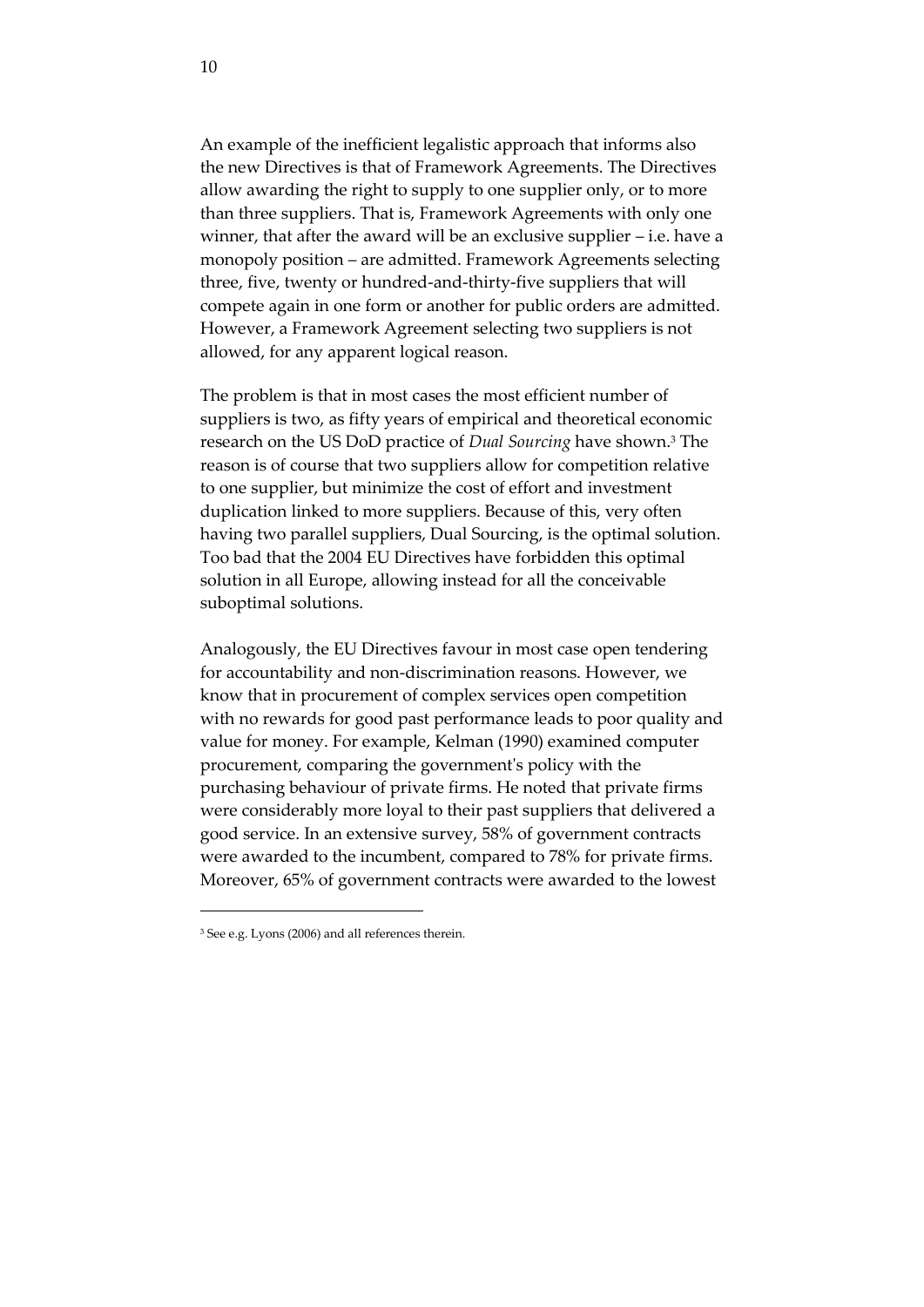An example of the inefficient legalistic approach that informs also the new Directives is that of Framework Agreements. The Directives allow awarding the right to supply to one supplier only, or to more than three suppliers. That is, Framework Agreements with only one winner, that after the award will be an exclusive supplier – i.e. have a monopoly position – are admitted. Framework Agreements selecting three, five, twenty or hundred-and-thirty-five suppliers that will compete again in one form or another for public orders are admitted. However, a Framework Agreement selecting two suppliers is not allowed, for any apparent logical reason.

The problem is that in most cases the most efficient number of suppliers is two, as fifty years of empirical and theoretical economic research on the US DoD practice of *Dual Sourcing* have shown.[3] The reason is of course that two suppliers allow for competition relative to one supplier, but minimize the cost of effort and investment duplication linked to more suppliers. Because of this, very often having two parallel suppliers, Dual Sourcing, is the optimal solution. Too bad that the 2004 EU Directives have forbidden this optimal solution in all Europe, allowing instead for all the conceivable suboptimal solutions.

Analogously, the EU Directives favour in most case open tendering for accountability and non-discrimination reasons. However, we know that in procurement of complex services open competition with no rewards for good past performance leads to poor quality and value for money. For example, Kelman (1990) examined computer procurement, comparing the government's policy with the purchasing behaviour of private firms. He noted that private firms were considerably more loyal to their past suppliers that delivered a good service. In an extensive survey, 58% of government contracts were awarded to the incumbent, compared to 78% for private firms. Moreover, 65% of government contracts were awarded to the lowest

[3] See e.g. Lyons (2006) and all references therein.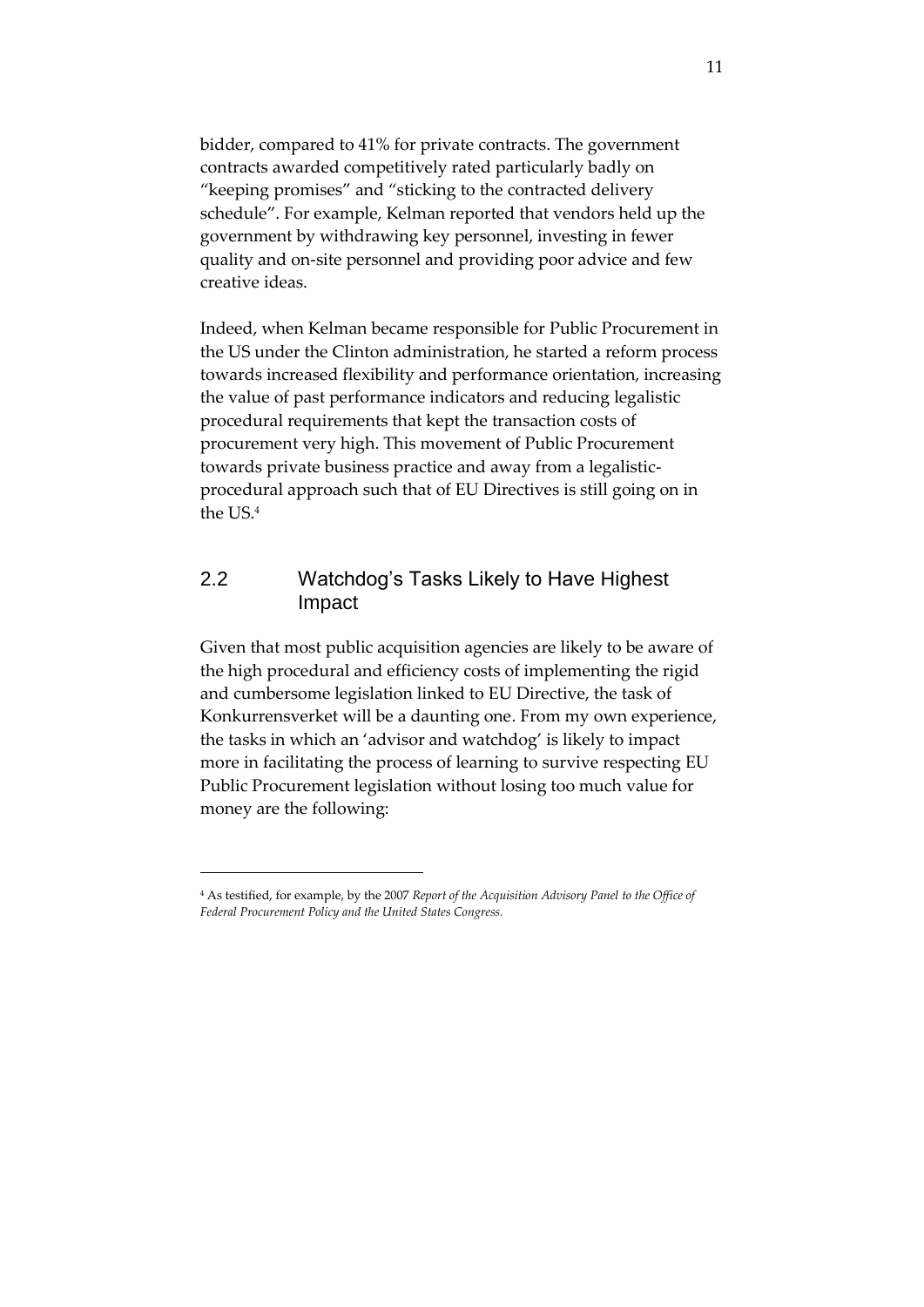bidder, compared to 41% for private contracts. The government contracts awarded competitively rated particularly badly on "keeping promises" and "sticking to the contracted delivery schedule". For example, Kelman reported that vendors held up the government by withdrawing key personnel, investing in fewer quality and on-site personnel and providing poor advice and few creative ideas.

Indeed, when Kelman became responsible for Public Procurement in the US under the Clinton administration, he started a reform process towards increased flexibility and performance orientation, increasing the value of past performance indicators and reducing legalistic procedural requirements that kept the transaction costs of procurement very high. This movement of Public Procurement towards private business practice and away from a legalistic-procedural approach such that of EU Directives is still going on in the US.[4]

## 2.2 Watchdog's Tasks Likely to Have Highest Impact

Given that most public acquisition agencies are likely to be aware of the high procedural and efficiency costs of implementing the rigid and cumbersome legislation linked to EU Directive, the task of Konkurrensverket will be a daunting one. From my own experience, the tasks in which an 'advisor and watchdog' is likely to impact more in facilitating the process of learning to survive respecting EU Public Procurement legislation without losing too much value for money are the following:

---

[4] As testified, for example, by the 2007 *Report of the Acquisition Advisory Panel to the Office of Federal Procurement Policy and the United States Congress.*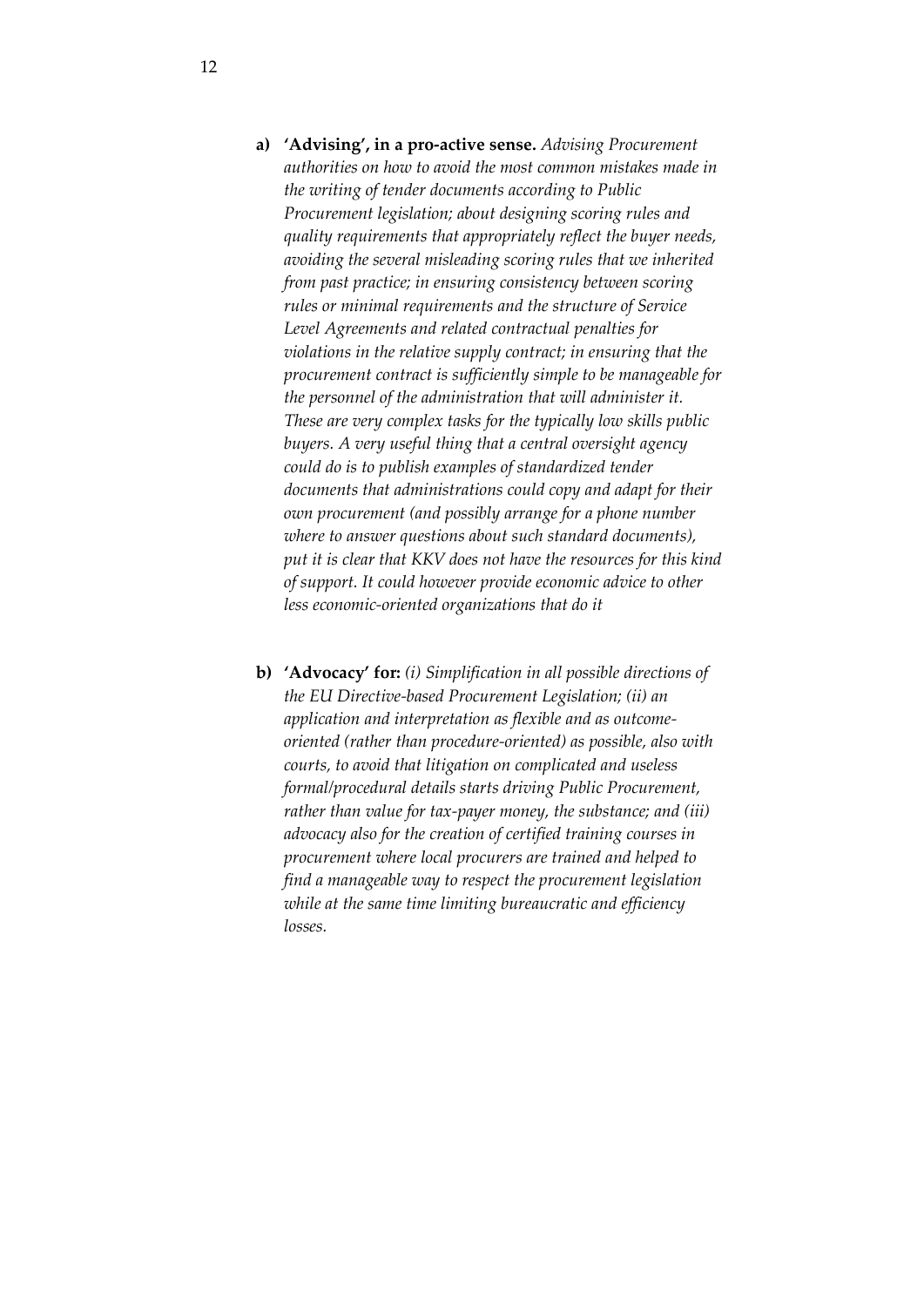a) **'Advising', in a pro-active sense.** *Advising Procurement authorities on how to avoid the most common mistakes made in the writing of tender documents according to Public Procurement legislation; about designing scoring rules and quality requirements that appropriately reflect the buyer needs, avoiding the several misleading scoring rules that we inherited from past practice; in ensuring consistency between scoring rules or minimal requirements and the structure of Service Level Agreements and related contractual penalties for violations in the relative supply contract; in ensuring that the procurement contract is sufficiently simple to be manageable for the personnel of the administration that will administer it. These are very complex tasks for the typically low skills public buyers. A very useful thing that a central oversight agency could do is to publish examples of standardized tender documents that administrations could copy and adapt for their own procurement (and possibly arrange for a phone number where to answer questions about such standard documents), put it is clear that KKV does not have the resources for this kind of support. It could however provide economic advice to other less economic-oriented organizations that do it*

b) **'Advocacy' for:** *(i) Simplification in all possible directions of the EU Directive-based Procurement Legislation; (ii) an application and interpretation as flexible and as outcome-oriented (rather than procedure-oriented) as possible, also with courts, to avoid that litigation on complicated and useless formal/procedural details starts driving Public Procurement, rather than value for tax-payer money, the substance; and (iii) advocacy also for the creation of certified training courses in procurement where local procurers are trained and helped to find a manageable way to respect the procurement legislation while at the same time limiting bureaucratic and efficiency losses.*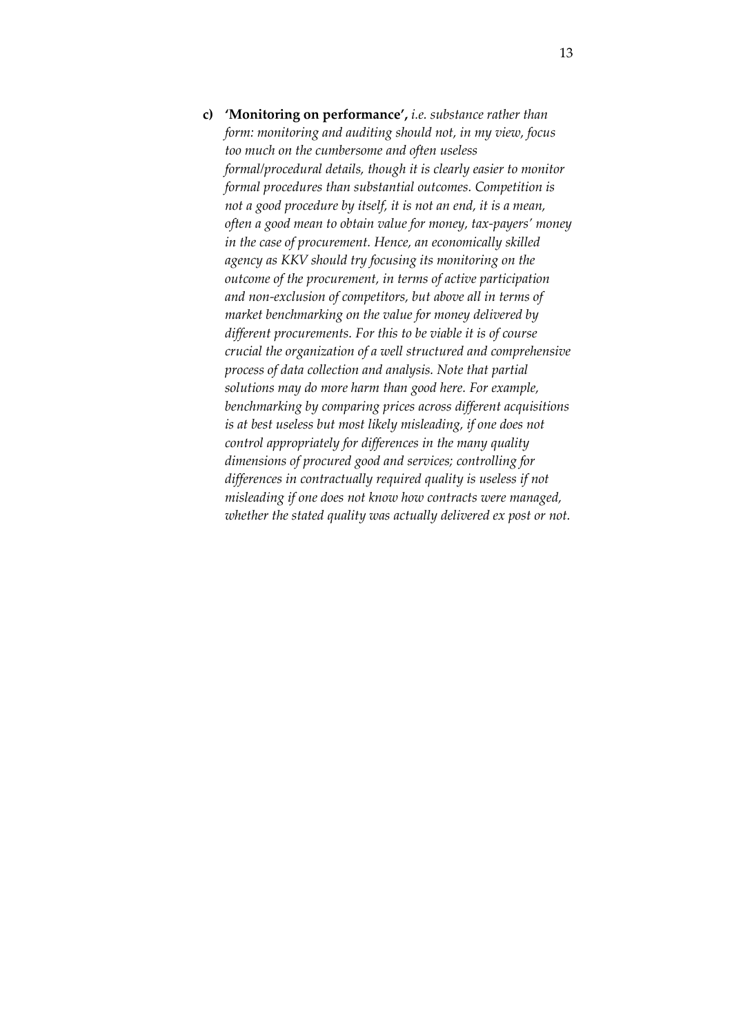c) **'Monitoring on performance',** *i.e. substance rather than form: monitoring and auditing should not, in my view, focus too much on the cumbersome and often useless formal/procedural details, though it is clearly easier to monitor formal procedures than substantial outcomes. Competition is not a good procedure by itself, it is not an end, it is a mean, often a good mean to obtain value for money, tax-payers' money in the case of procurement. Hence, an economically skilled agency as KKV should try focusing its monitoring on the outcome of the procurement, in terms of active participation and non-exclusion of competitors, but above all in terms of market benchmarking on the value for money delivered by different procurements. For this to be viable it is of course crucial the organization of a well structured and comprehensive process of data collection and analysis. Note that partial solutions may do more harm than good here. For example, benchmarking by comparing prices across different acquisitions is at best useless but most likely misleading, if one does not control appropriately for differences in the many quality dimensions of procured good and services; controlling for differences in contractually required quality is useless if not misleading if one does not know how contracts were managed, whether the stated quality was actually delivered ex post or not.*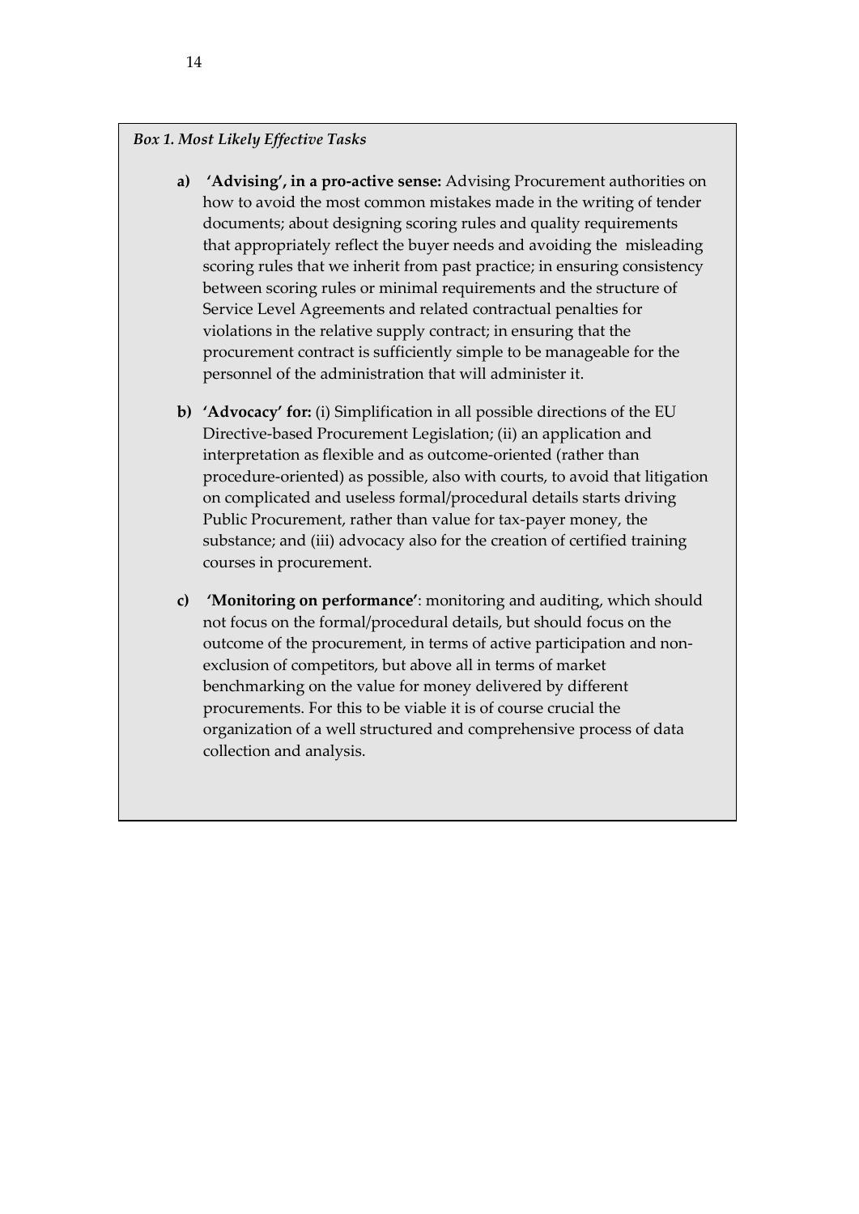*Box 1. Most Likely Effective Tasks*

a) **'Advising', in a pro-active sense:** Advising Procurement authorities on how to avoid the most common mistakes made in the writing of tender documents; about designing scoring rules and quality requirements that appropriately reflect the buyer needs and avoiding the misleading scoring rules that we inherit from past practice; in ensuring consistency between scoring rules or minimal requirements and the structure of Service Level Agreements and related contractual penalties for violations in the relative supply contract; in ensuring that the procurement contract is sufficiently simple to be manageable for the personnel of the administration that will administer it.

b) **'Advocacy' for:** (i) Simplification in all possible directions of the EU Directive-based Procurement Legislation; (ii) an application and interpretation as flexible and as outcome-oriented (rather than procedure-oriented) as possible, also with courts, to avoid that litigation on complicated and useless formal/procedural details starts driving Public Procurement, rather than value for tax-payer money, the substance; and (iii) advocacy also for the creation of certified training courses in procurement.

c) **'Monitoring on performance'**: monitoring and auditing, which should not focus on the formal/procedural details, but should focus on the outcome of the procurement, in terms of active participation and non-exclusion of competitors, but above all in terms of market benchmarking on the value for money delivered by different procurements. For this to be viable it is of course crucial the organization of a well structured and comprehensive process of data collection and analysis.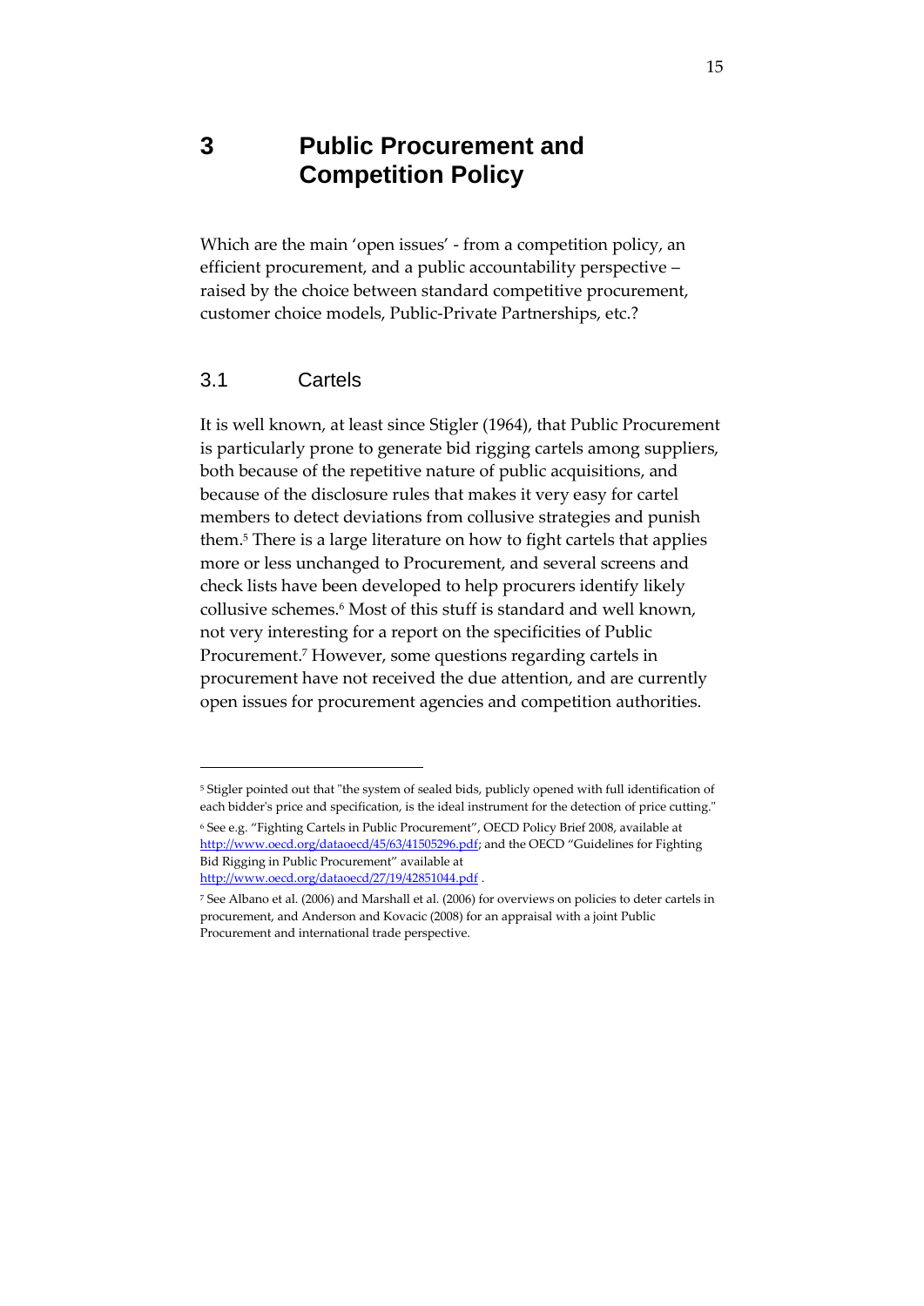# 3 Public Procurement and Competition Policy

Which are the main 'open issues' - from a competition policy, an efficient procurement, and a public accountability perspective – raised by the choice between standard competitive procurement, customer choice models, Public-Private Partnerships, etc.?

## 3.1 Cartels

It is well known, at least since Stigler (1964), that Public Procurement is particularly prone to generate bid rigging cartels among suppliers, both because of the repetitive nature of public acquisitions, and because of the disclosure rules that makes it very easy for cartel members to detect deviations from collusive strategies and punish them.[5] There is a large literature on how to fight cartels that applies more or less unchanged to Procurement, and several screens and check lists have been developed to help procurers identify likely collusive schemes.[6] Most of this stuff is standard and well known, not very interesting for a report on the specificities of Public Procurement.[7] However, some questions regarding cartels in procurement have not received the due attention, and are currently open issues for procurement agencies and competition authorities.

---

[5] Stigler pointed out that "the system of sealed bids, publicly opened with full identification of each bidder's price and specification, is the ideal instrument for the detection of price cutting."

[6] See e.g. "Fighting Cartels in Public Procurement", OECD Policy Brief 2008, available at http://www.oecd.org/dataoecd/45/63/41505296.pdf; and the OECD "Guidelines for Fighting Bid Rigging in Public Procurement" available at http://www.oecd.org/dataoecd/27/19/42851044.pdf .

[7] See Albano et al. (2006) and Marshall et al. (2006) for overviews on policies to deter cartels in procurement, and Anderson and Kovacic (2008) for an appraisal with a joint Public Procurement and international trade perspective.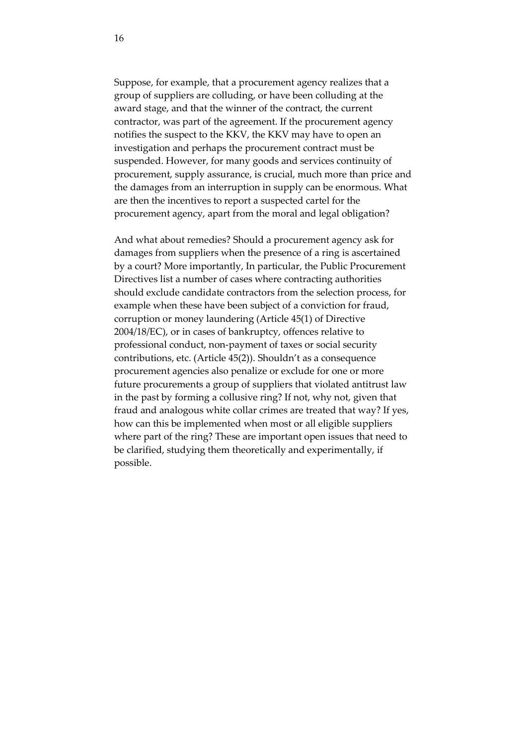Suppose, for example, that a procurement agency realizes that a group of suppliers are colluding, or have been colluding at the award stage, and that the winner of the contract, the current contractor, was part of the agreement. If the procurement agency notifies the suspect to the KKV, the KKV may have to open an investigation and perhaps the procurement contract must be suspended. However, for many goods and services continuity of procurement, supply assurance, is crucial, much more than price and the damages from an interruption in supply can be enormous. What are then the incentives to report a suspected cartel for the procurement agency, apart from the moral and legal obligation?

And what about remedies? Should a procurement agency ask for damages from suppliers when the presence of a ring is ascertained by a court? More importantly, In particular, the Public Procurement Directives list a number of cases where contracting authorities should exclude candidate contractors from the selection process, for example when these have been subject of a conviction for fraud, corruption or money laundering (Article 45(1) of Directive 2004/18/EC), or in cases of bankruptcy, offences relative to professional conduct, non-payment of taxes or social security contributions, etc. (Article 45(2)). Shouldn't as a consequence procurement agencies also penalize or exclude for one or more future procurements a group of suppliers that violated antitrust law in the past by forming a collusive ring? If not, why not, given that fraud and analogous white collar crimes are treated that way? If yes, how can this be implemented when most or all eligible suppliers where part of the ring? These are important open issues that need to be clarified, studying them theoretically and experimentally, if possible.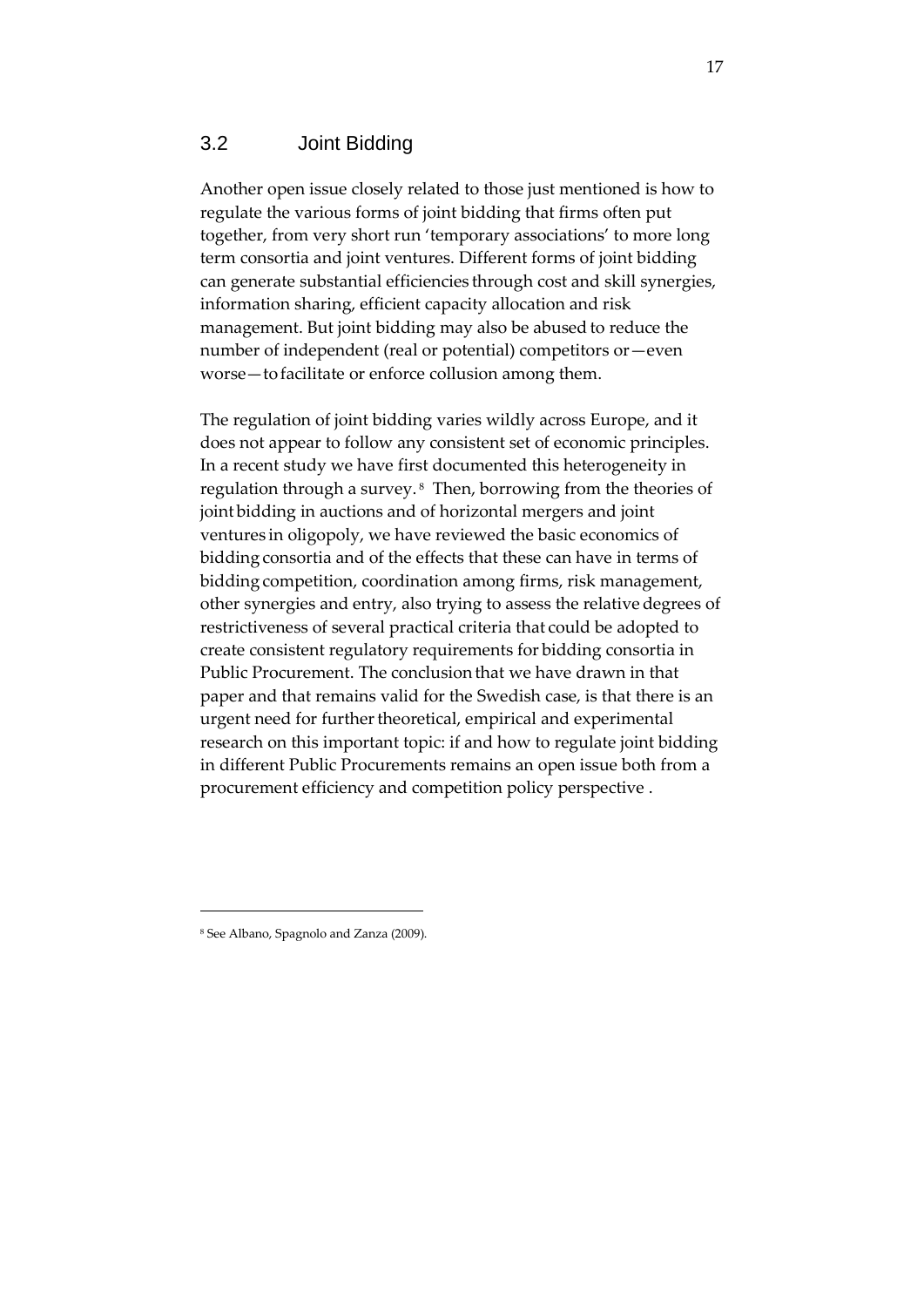## 3.2 Joint Bidding

Another open issue closely related to those just mentioned is how to regulate the various forms of joint bidding that firms often put together, from very short run 'temporary associations' to more long term consortia and joint ventures. Different forms of joint bidding can generate substantial efficiencies through cost and skill synergies, information sharing, efficient capacity allocation and risk management. But joint bidding may also be abused to reduce the number of independent (real or potential) competitors or—even worse—to facilitate or enforce collusion among them.

The regulation of joint bidding varies wildly across Europe, and it does not appear to follow any consistent set of economic principles. In a recent study we have first documented this heterogeneity in regulation through a survey.[8] Then, borrowing from the theories of joint bidding in auctions and of horizontal mergers and joint ventures in oligopoly, we have reviewed the basic economics of bidding consortia and of the effects that these can have in terms of bidding competition, coordination among firms, risk management, other synergies and entry, also trying to assess the relative degrees of restrictiveness of several practical criteria that could be adopted to create consistent regulatory requirements for bidding consortia in Public Procurement. The conclusion that we have drawn in that paper and that remains valid for the Swedish case, is that there is an urgent need for further theoretical, empirical and experimental research on this important topic: if and how to regulate joint bidding in different Public Procurements remains an open issue both from a procurement efficiency and competition policy perspective .

[8] See Albano, Spagnolo and Zanza (2009).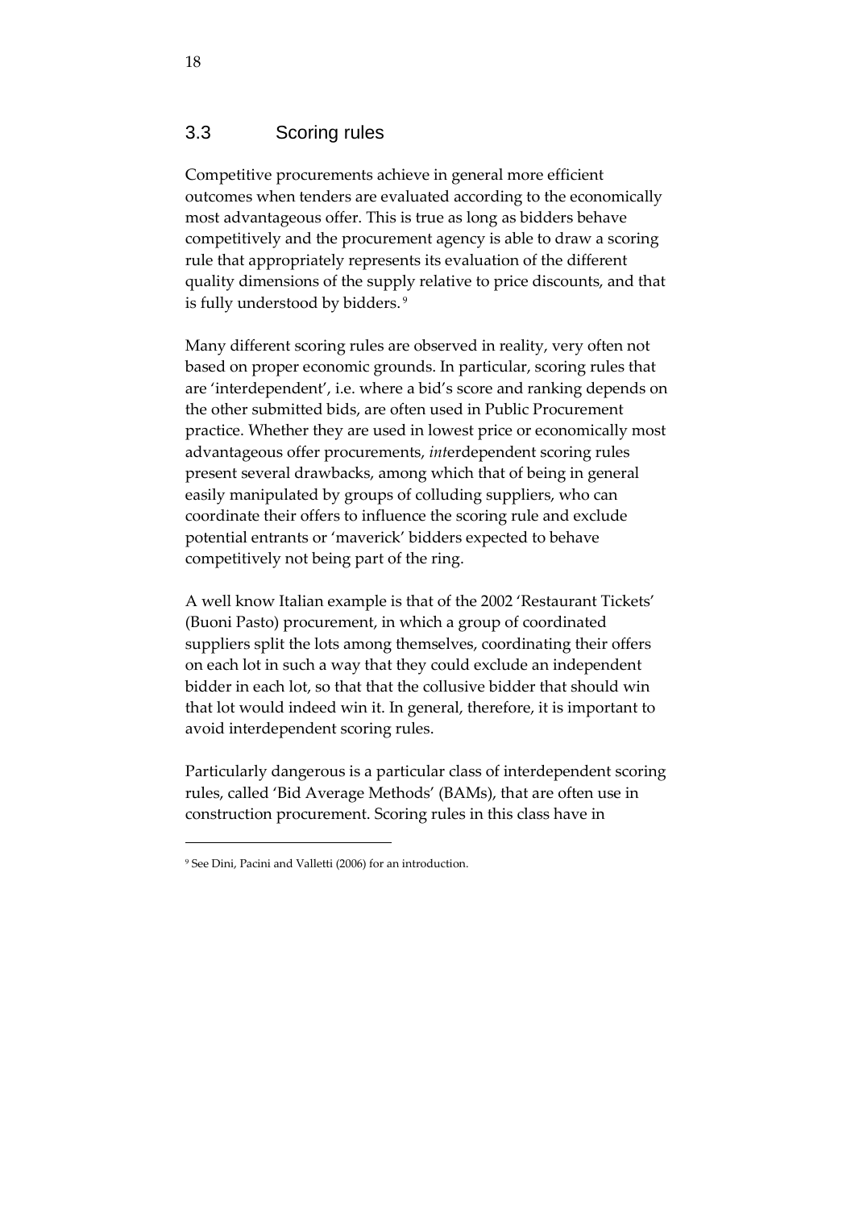### 3.3 Scoring rules

Competitive procurements achieve in general more efficient outcomes when tenders are evaluated according to the economically most advantageous offer. This is true as long as bidders behave competitively and the procurement agency is able to draw a scoring rule that appropriately represents its evaluation of the different quality dimensions of the supply relative to price discounts, and that is fully understood by bidders. [9]

Many different scoring rules are observed in reality, very often not based on proper economic grounds. In particular, scoring rules that are 'interdependent', i.e. where a bid's score and ranking depends on the other submitted bids, are often used in Public Procurement practice. Whether they are used in lowest price or economically most advantageous offer procurements, *int*erdependent scoring rules present several drawbacks, among which that of being in general easily manipulated by groups of colluding suppliers, who can coordinate their offers to influence the scoring rule and exclude potential entrants or 'maverick' bidders expected to behave competitively not being part of the ring.

A well know Italian example is that of the 2002 'Restaurant Tickets' (Buoni Pasto) procurement, in which a group of coordinated suppliers split the lots among themselves, coordinating their offers on each lot in such a way that they could exclude an independent bidder in each lot, so that that the collusive bidder that should win that lot would indeed win it. In general, therefore, it is important to avoid interdependent scoring rules.

Particularly dangerous is a particular class of interdependent scoring rules, called 'Bid Average Methods' (BAMs), that are often use in construction procurement. Scoring rules in this class have in

[9] See Dini, Pacini and Valletti (2006) for an introduction.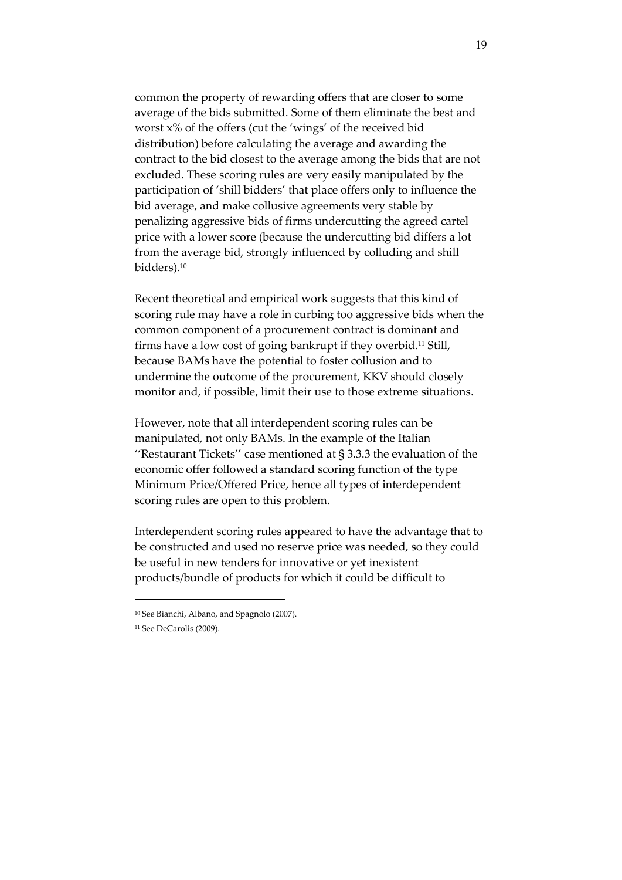common the property of rewarding offers that are closer to some average of the bids submitted. Some of them eliminate the best and worst x% of the offers (cut the 'wings' of the received bid distribution) before calculating the average and awarding the contract to the bid closest to the average among the bids that are not excluded. These scoring rules are very easily manipulated by the participation of 'shill bidders' that place offers only to influence the bid average, and make collusive agreements very stable by penalizing aggressive bids of firms undercutting the agreed cartel price with a lower score (because the undercutting bid differs a lot from the average bid, strongly influenced by colluding and shill bidders).[10]

Recent theoretical and empirical work suggests that this kind of scoring rule may have a role in curbing too aggressive bids when the common component of a procurement contract is dominant and firms have a low cost of going bankrupt if they overbid.[11] Still, because BAMs have the potential to foster collusion and to undermine the outcome of the procurement, KKV should closely monitor and, if possible, limit their use to those extreme situations.

However, note that all interdependent scoring rules can be manipulated, not only BAMs. In the example of the Italian ''Restaurant Tickets'' case mentioned at § 3.3.3 the evaluation of the economic offer followed a standard scoring function of the type Minimum Price/Offered Price, hence all types of interdependent scoring rules are open to this problem.

Interdependent scoring rules appeared to have the advantage that to be constructed and used no reserve price was needed, so they could be useful in new tenders for innovative or yet inexistent products/bundle of products for which it could be difficult to

---

[10] See Bianchi, Albano, and Spagnolo (2007).

[11] See DeCarolis (2009).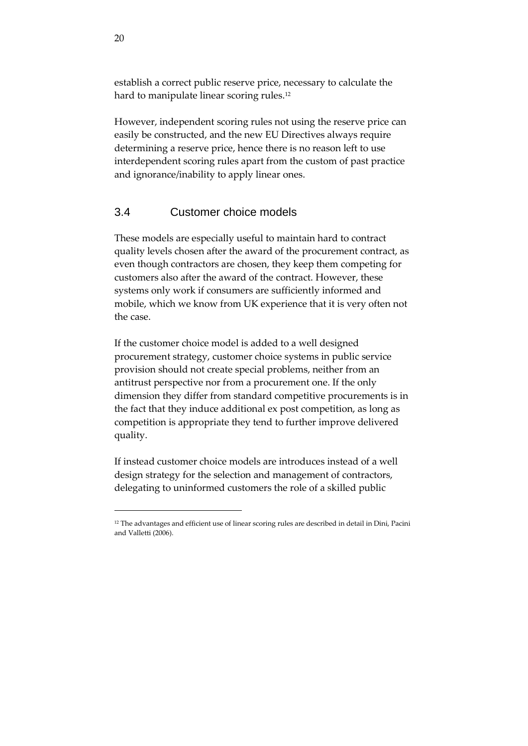establish a correct public reserve price, necessary to calculate the hard to manipulate linear scoring rules.[12]

However, independent scoring rules not using the reserve price can easily be constructed, and the new EU Directives always require determining a reserve price, hence there is no reason left to use interdependent scoring rules apart from the custom of past practice and ignorance/inability to apply linear ones.

## 3.4 Customer choice models

These models are especially useful to maintain hard to contract quality levels chosen after the award of the procurement contract, as even though contractors are chosen, they keep them competing for customers also after the award of the contract. However, these systems only work if consumers are sufficiently informed and mobile, which we know from UK experience that it is very often not the case.

If the customer choice model is added to a well designed procurement strategy, customer choice systems in public service provision should not create special problems, neither from an antitrust perspective nor from a procurement one. If the only dimension they differ from standard competitive procurements is in the fact that they induce additional ex post competition, as long as competition is appropriate they tend to further improve delivered quality.

If instead customer choice models are introduces instead of a well design strategy for the selection and management of contractors, delegating to uninformed customers the role of a skilled public

---

[12] The advantages and efficient use of linear scoring rules are described in detail in Dini, Pacini and Valletti (2006).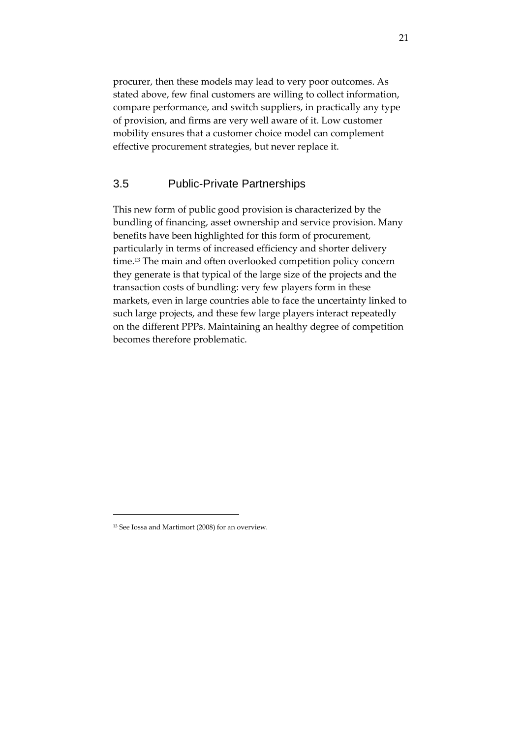procurer, then these models may lead to very poor outcomes. As stated above, few final customers are willing to collect information, compare performance, and switch suppliers, in practically any type of provision, and firms are very well aware of it. Low customer mobility ensures that a customer choice model can complement effective procurement strategies, but never replace it.

## 3.5 Public-Private Partnerships

This new form of public good provision is characterized by the bundling of financing, asset ownership and service provision. Many benefits have been highlighted for this form of procurement, particularly in terms of increased efficiency and shorter delivery time.[13] The main and often overlooked competition policy concern they generate is that typical of the large size of the projects and the transaction costs of bundling: very few players form in these markets, even in large countries able to face the uncertainty linked to such large projects, and these few large players interact repeatedly on the different PPPs. Maintaining an healthy degree of competition becomes therefore problematic.

---

[13] See Iossa and Martimort (2008) for an overview.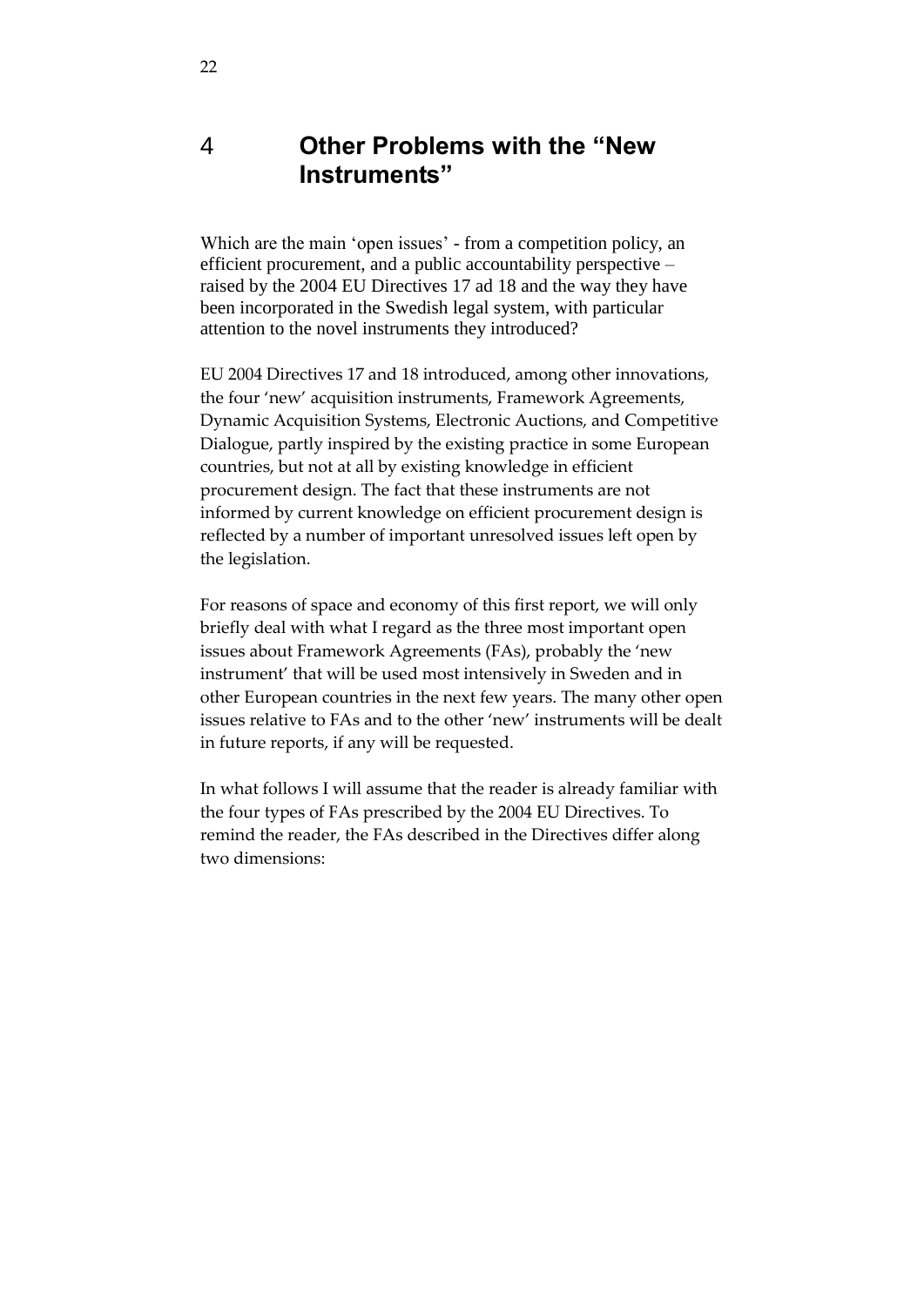# 4 Other Problems with the "New Instruments"

Which are the main 'open issues' - from a competition policy, an efficient procurement, and a public accountability perspective – raised by the 2004 EU Directives 17 ad 18 and the way they have been incorporated in the Swedish legal system, with particular attention to the novel instruments they introduced?

EU 2004 Directives 17 and 18 introduced, among other innovations, the four 'new' acquisition instruments, Framework Agreements, Dynamic Acquisition Systems, Electronic Auctions, and Competitive Dialogue, partly inspired by the existing practice in some European countries, but not at all by existing knowledge in efficient procurement design. The fact that these instruments are not informed by current knowledge on efficient procurement design is reflected by a number of important unresolved issues left open by the legislation.

For reasons of space and economy of this first report, we will only briefly deal with what I regard as the three most important open issues about Framework Agreements (FAs), probably the 'new instrument' that will be used most intensively in Sweden and in other European countries in the next few years. The many other open issues relative to FAs and to the other 'new' instruments will be dealt in future reports, if any will be requested.

In what follows I will assume that the reader is already familiar with the four types of FAs prescribed by the 2004 EU Directives. To remind the reader, the FAs described in the Directives differ along two dimensions: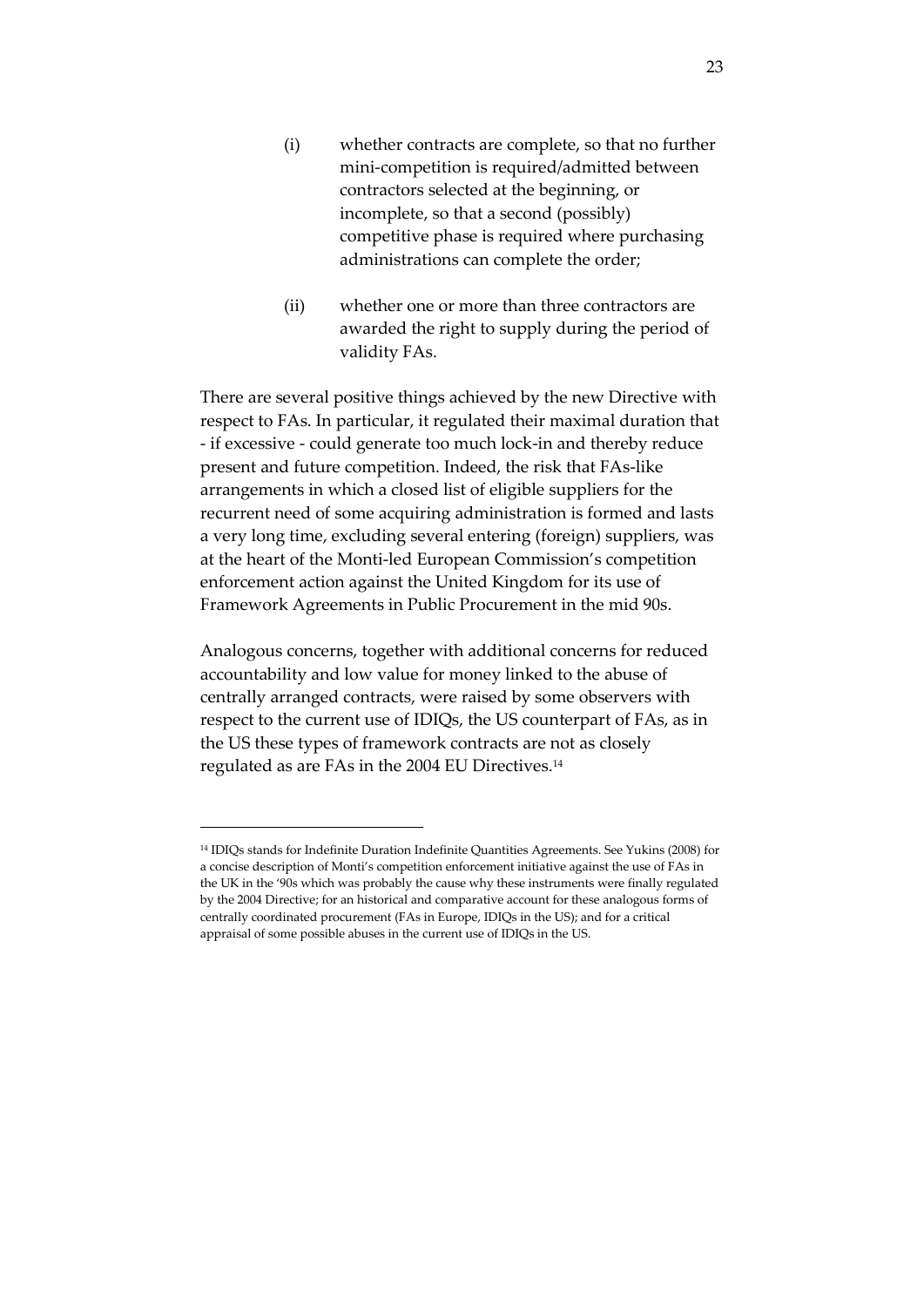(i) whether contracts are complete, so that no further mini-competition is required/admitted between contractors selected at the beginning, or incomplete, so that a second (possibly) competitive phase is required where purchasing administrations can complete the order;

(ii) whether one or more than three contractors are awarded the right to supply during the period of validity FAs.

There are several positive things achieved by the new Directive with respect to FAs. In particular, it regulated their maximal duration that - if excessive - could generate too much lock-in and thereby reduce present and future competition. Indeed, the risk that FAs-like arrangements in which a closed list of eligible suppliers for the recurrent need of some acquiring administration is formed and lasts a very long time, excluding several entering (foreign) suppliers, was at the heart of the Monti-led European Commission's competition enforcement action against the United Kingdom for its use of Framework Agreements in Public Procurement in the mid 90s.

Analogous concerns, together with additional concerns for reduced accountability and low value for money linked to the abuse of centrally arranged contracts, were raised by some observers with respect to the current use of IDIQs, the US counterpart of FAs, as in the US these types of framework contracts are not as closely regulated as are FAs in the 2004 EU Directives.[14]

---

[14] IDIQs stands for Indefinite Duration Indefinite Quantities Agreements. See Yukins (2008) for a concise description of Monti's competition enforcement initiative against the use of FAs in the UK in the '90s which was probably the cause why these instruments were finally regulated by the 2004 Directive; for an historical and comparative account for these analogous forms of centrally coordinated procurement (FAs in Europe, IDIQs in the US); and for a critical appraisal of some possible abuses in the current use of IDIQs in the US.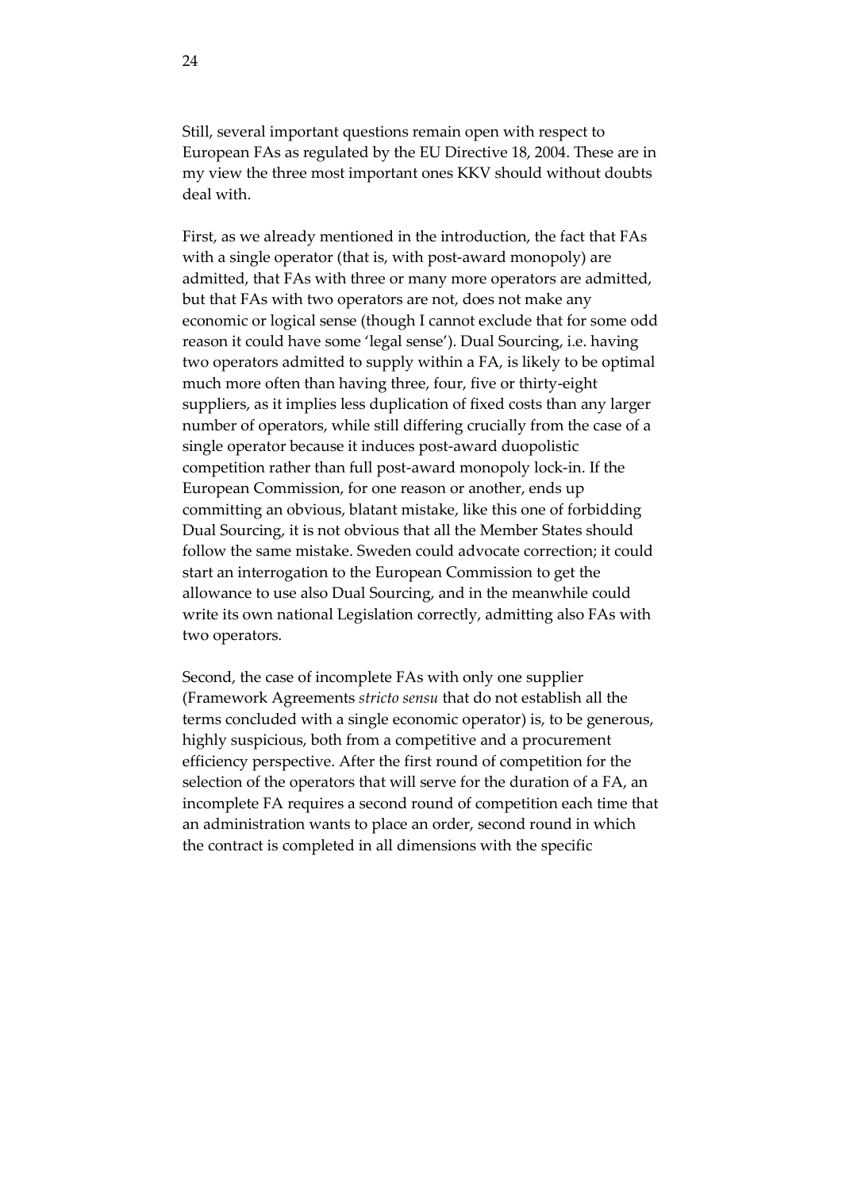Still, several important questions remain open with respect to European FAs as regulated by the EU Directive 18, 2004. These are in my view the three most important ones KKV should without doubts deal with.

First, as we already mentioned in the introduction, the fact that FAs with a single operator (that is, with post-award monopoly) are admitted, that FAs with three or many more operators are admitted, but that FAs with two operators are not, does not make any economic or logical sense (though I cannot exclude that for some odd reason it could have some 'legal sense'). Dual Sourcing, i.e. having two operators admitted to supply within a FA, is likely to be optimal much more often than having three, four, five or thirty-eight suppliers, as it implies less duplication of fixed costs than any larger number of operators, while still differing crucially from the case of a single operator because it induces post-award duopolistic competition rather than full post-award monopoly lock-in. If the European Commission, for one reason or another, ends up committing an obvious, blatant mistake, like this one of forbidding Dual Sourcing, it is not obvious that all the Member States should follow the same mistake. Sweden could advocate correction; it could start an interrogation to the European Commission to get the allowance to use also Dual Sourcing, and in the meanwhile could write its own national Legislation correctly, admitting also FAs with two operators.

Second, the case of incomplete FAs with only one supplier (Framework Agreements *stricto sensu* that do not establish all the terms concluded with a single economic operator) is, to be generous, highly suspicious, both from a competitive and a procurement efficiency perspective. After the first round of competition for the selection of the operators that will serve for the duration of a FA, an incomplete FA requires a second round of competition each time that an administration wants to place an order, second round in which the contract is completed in all dimensions with the specific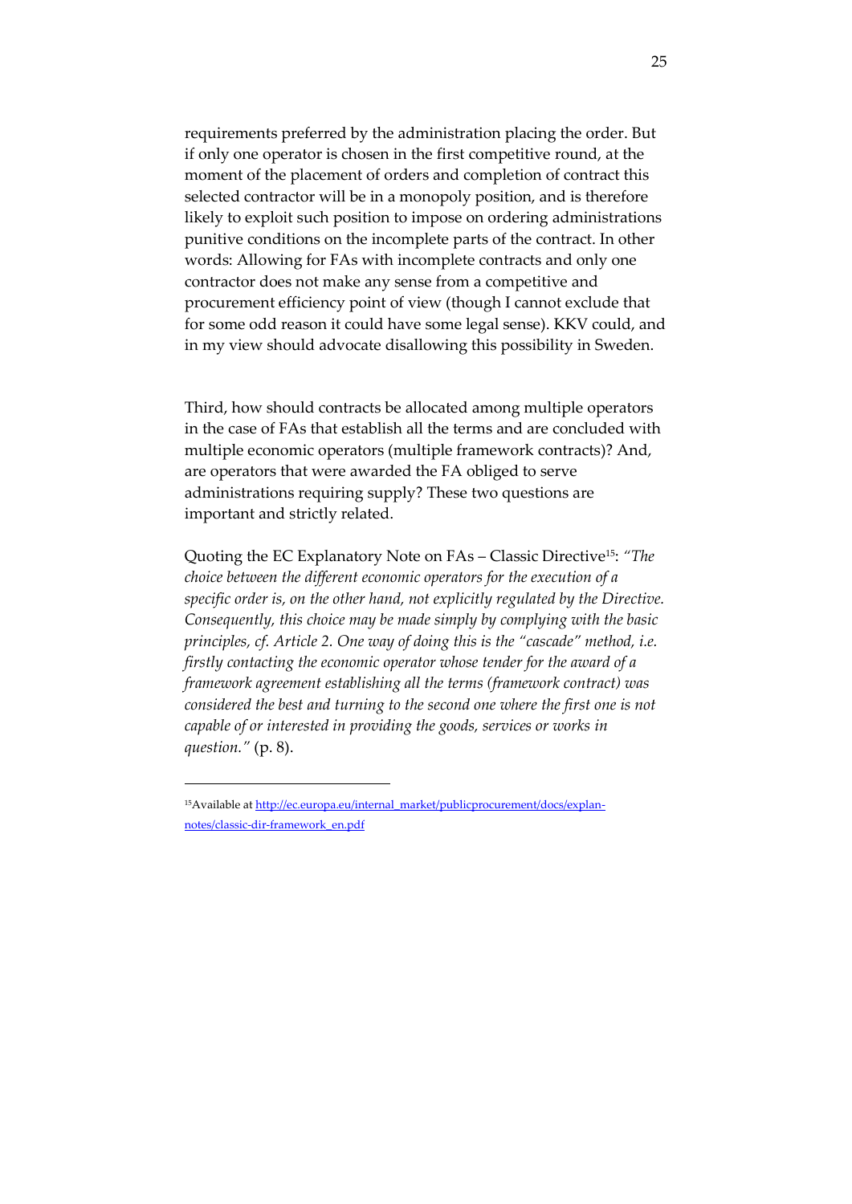requirements preferred by the administration placing the order. But if only one operator is chosen in the first competitive round, at the moment of the placement of orders and completion of contract this selected contractor will be in a monopoly position, and is therefore likely to exploit such position to impose on ordering administrations punitive conditions on the incomplete parts of the contract. In other words: Allowing for FAs with incomplete contracts and only one contractor does not make any sense from a competitive and procurement efficiency point of view (though I cannot exclude that for some odd reason it could have some legal sense). KKV could, and in my view should advocate disallowing this possibility in Sweden.

Third, how should contracts be allocated among multiple operators in the case of FAs that establish all the terms and are concluded with multiple economic operators (multiple framework contracts)? And, are operators that were awarded the FA obliged to serve administrations requiring supply? These two questions are important and strictly related.

Quoting the EC Explanatory Note on FAs – Classic Directive[15]: *"The choice between the different economic operators for the execution of a specific order is, on the other hand, not explicitly regulated by the Directive. Consequently, this choice may be made simply by complying with the basic principles, cf. Article 2. One way of doing this is the "cascade" method, i.e. firstly contacting the economic operator whose tender for the award of a framework agreement establishing all the terms (framework contract) was considered the best and turning to the second one where the first one is not capable of or interested in providing the goods, services or works in question."* (p. 8).

---

[15]Available at http://ec.europa.eu/internal_market/publicprocurement/docs/explan-notes/classic-dir-framework_en.pdf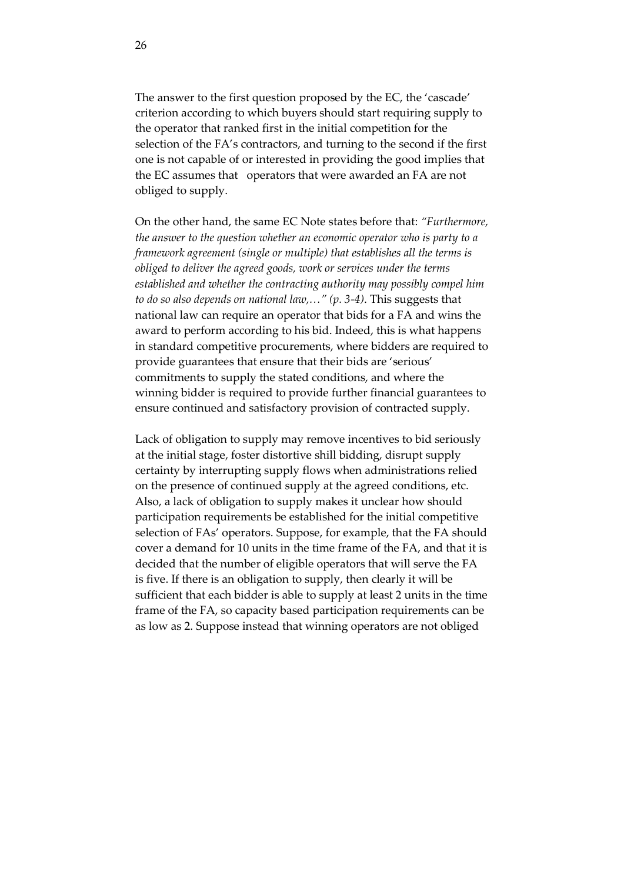The answer to the first question proposed by the EC, the 'cascade' criterion according to which buyers should start requiring supply to the operator that ranked first in the initial competition for the selection of the FA's contractors, and turning to the second if the first one is not capable of or interested in providing the good implies that the EC assumes that operators that were awarded an FA are not obliged to supply.

On the other hand, the same EC Note states before that: *"Furthermore, the answer to the question whether an economic operator who is party to a framework agreement (single or multiple) that establishes all the terms is obliged to deliver the agreed goods, work or services under the terms established and whether the contracting authority may possibly compel him to do so also depends on national law,…" (p. 3-4)*. This suggests that national law can require an operator that bids for a FA and wins the award to perform according to his bid. Indeed, this is what happens in standard competitive procurements, where bidders are required to provide guarantees that ensure that their bids are 'serious' commitments to supply the stated conditions, and where the winning bidder is required to provide further financial guarantees to ensure continued and satisfactory provision of contracted supply.

Lack of obligation to supply may remove incentives to bid seriously at the initial stage, foster distortive shill bidding, disrupt supply certainty by interrupting supply flows when administrations relied on the presence of continued supply at the agreed conditions, etc. Also, a lack of obligation to supply makes it unclear how should participation requirements be established for the initial competitive selection of FAs' operators. Suppose, for example, that the FA should cover a demand for 10 units in the time frame of the FA, and that it is decided that the number of eligible operators that will serve the FA is five. If there is an obligation to supply, then clearly it will be sufficient that each bidder is able to supply at least 2 units in the time frame of the FA, so capacity based participation requirements can be as low as 2. Suppose instead that winning operators are not obliged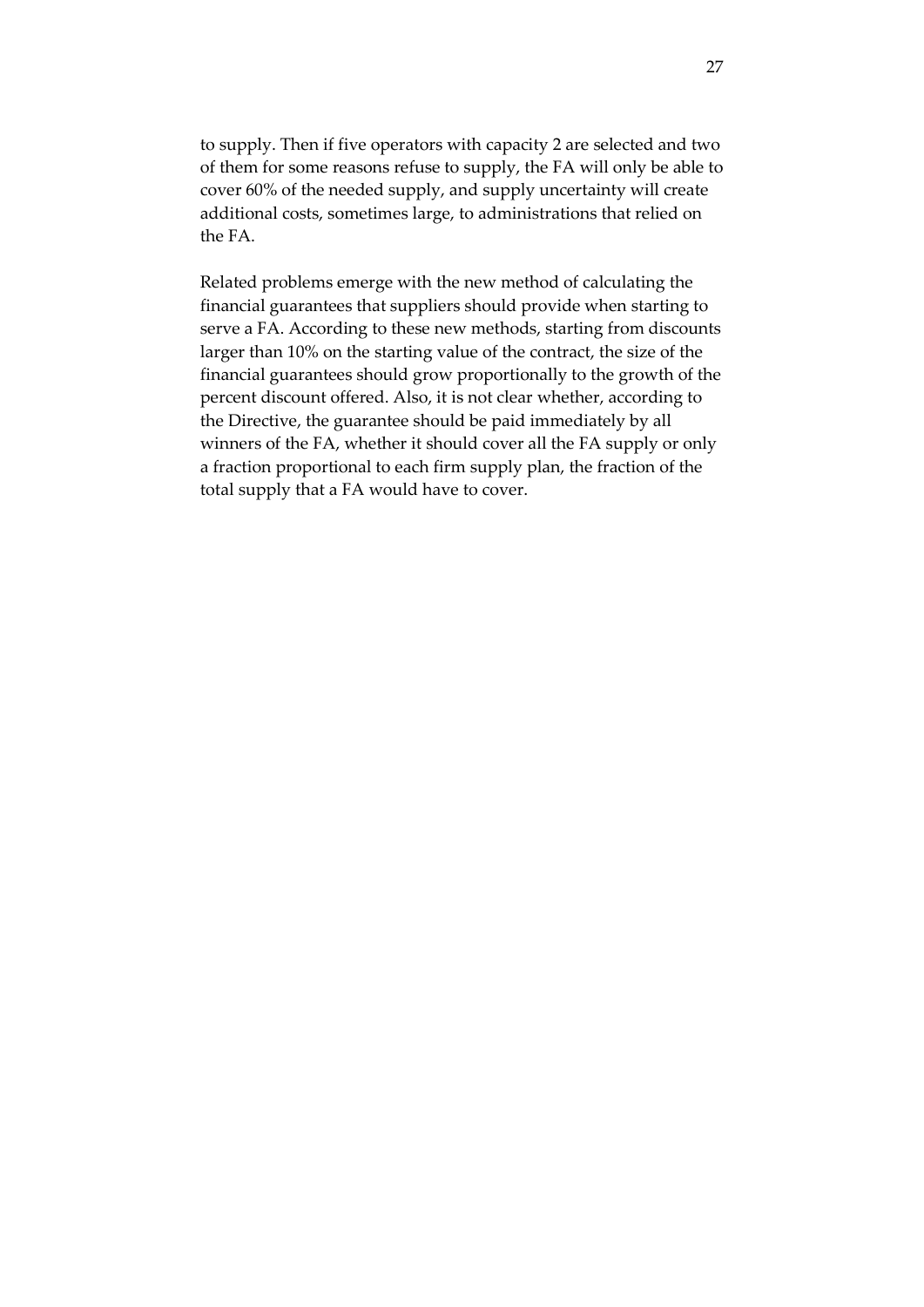to supply. Then if five operators with capacity 2 are selected and two of them for some reasons refuse to supply, the FA will only be able to cover 60% of the needed supply, and supply uncertainty will create additional costs, sometimes large, to administrations that relied on the FA.

Related problems emerge with the new method of calculating the financial guarantees that suppliers should provide when starting to serve a FA. According to these new methods, starting from discounts larger than 10% on the starting value of the contract, the size of the financial guarantees should grow proportionally to the growth of the percent discount offered. Also, it is not clear whether, according to the Directive, the guarantee should be paid immediately by all winners of the FA, whether it should cover all the FA supply or only a fraction proportional to each firm supply plan, the fraction of the total supply that a FA would have to cover.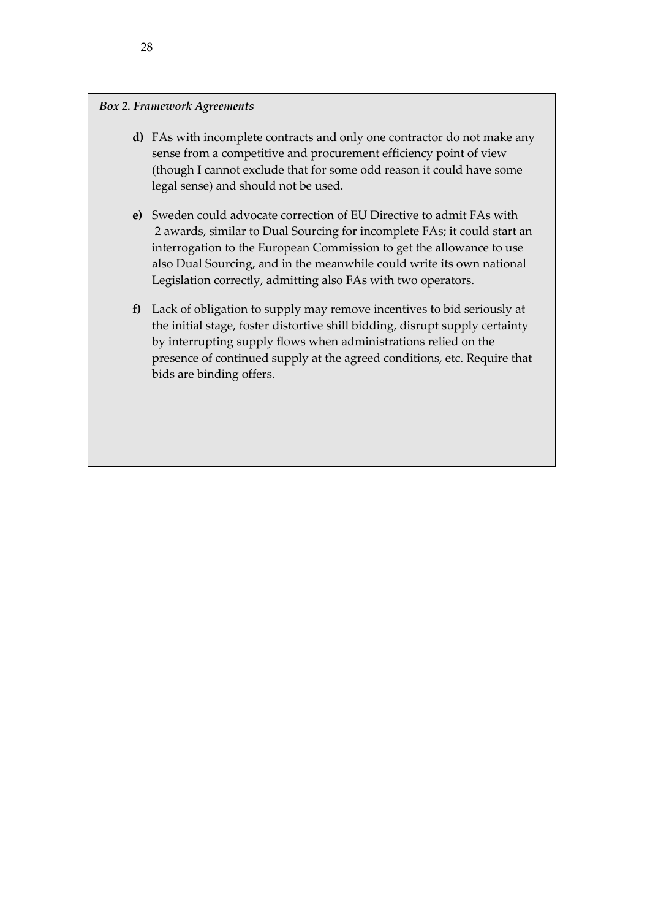*Box 2. Framework Agreements*

**d)** FAs with incomplete contracts and only one contractor do not make any sense from a competitive and procurement efficiency point of view (though I cannot exclude that for some odd reason it could have some legal sense) and should not be used.

**e)** Sweden could advocate correction of EU Directive to admit FAs with 2 awards, similar to Dual Sourcing for incomplete FAs; it could start an interrogation to the European Commission to get the allowance to use also Dual Sourcing, and in the meanwhile could write its own national Legislation correctly, admitting also FAs with two operators.

**f)** Lack of obligation to supply may remove incentives to bid seriously at the initial stage, foster distortive shill bidding, disrupt supply certainty by interrupting supply flows when administrations relied on the presence of continued supply at the agreed conditions, etc. Require that bids are binding offers.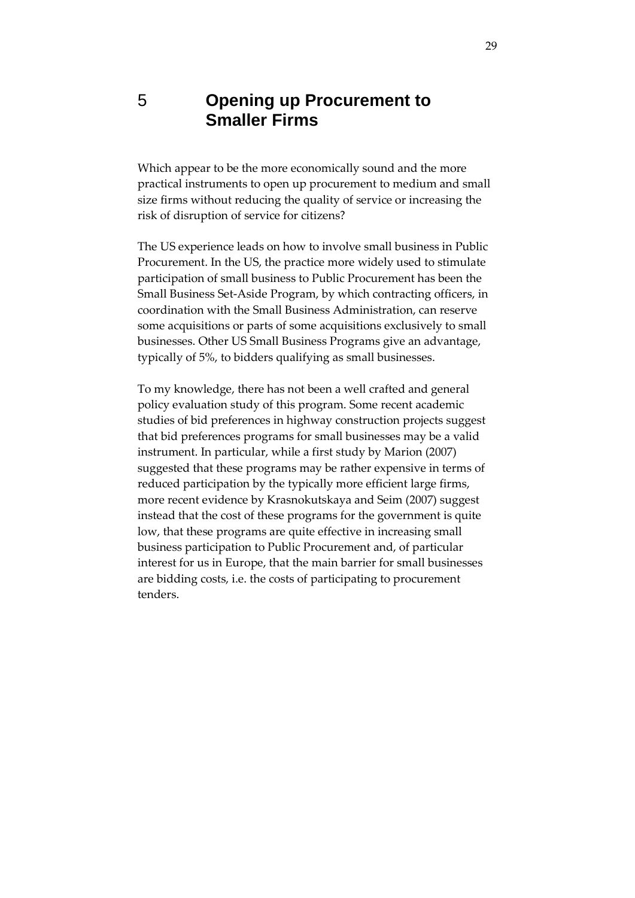# 5 Opening up Procurement to Smaller Firms

Which appear to be the more economically sound and the more practical instruments to open up procurement to medium and small size firms without reducing the quality of service or increasing the risk of disruption of service for citizens?

The US experience leads on how to involve small business in Public Procurement. In the US, the practice more widely used to stimulate participation of small business to Public Procurement has been the Small Business Set-Aside Program, by which contracting officers, in coordination with the Small Business Administration, can reserve some acquisitions or parts of some acquisitions exclusively to small businesses. Other US Small Business Programs give an advantage, typically of 5%, to bidders qualifying as small businesses.

To my knowledge, there has not been a well crafted and general policy evaluation study of this program. Some recent academic studies of bid preferences in highway construction projects suggest that bid preferences programs for small businesses may be a valid instrument. In particular, while a first study by Marion (2007) suggested that these programs may be rather expensive in terms of reduced participation by the typically more efficient large firms, more recent evidence by Krasnokutskaya and Seim (2007) suggest instead that the cost of these programs for the government is quite low, that these programs are quite effective in increasing small business participation to Public Procurement and, of particular interest for us in Europe, that the main barrier for small businesses are bidding costs, i.e. the costs of participating to procurement tenders.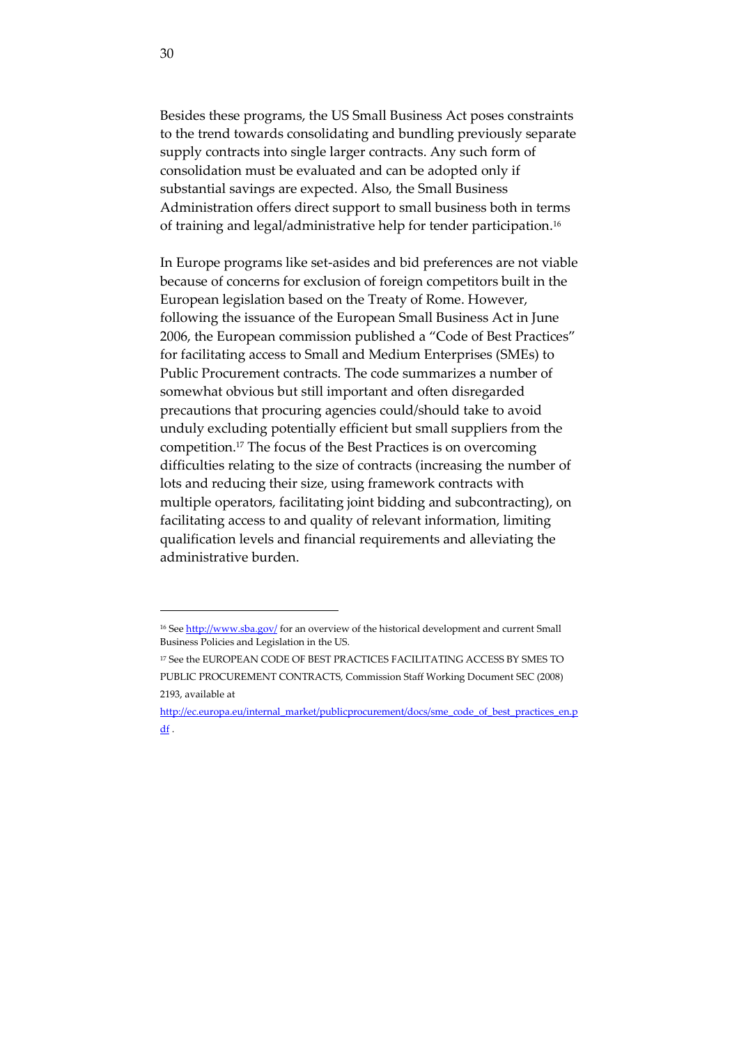Besides these programs, the US Small Business Act poses constraints to the trend towards consolidating and bundling previously separate supply contracts into single larger contracts. Any such form of consolidation must be evaluated and can be adopted only if substantial savings are expected. Also, the Small Business Administration offers direct support to small business both in terms of training and legal/administrative help for tender participation.[16]

In Europe programs like set-asides and bid preferences are not viable because of concerns for exclusion of foreign competitors built in the European legislation based on the Treaty of Rome. However, following the issuance of the European Small Business Act in June 2006, the European commission published a "Code of Best Practices" for facilitating access to Small and Medium Enterprises (SMEs) to Public Procurement contracts. The code summarizes a number of somewhat obvious but still important and often disregarded precautions that procuring agencies could/should take to avoid unduly excluding potentially efficient but small suppliers from the competition.[17] The focus of the Best Practices is on overcoming difficulties relating to the size of contracts (increasing the number of lots and reducing their size, using framework contracts with multiple operators, facilitating joint bidding and subcontracting), on facilitating access to and quality of relevant information, limiting qualification levels and financial requirements and alleviating the administrative burden.

---

[16] See http://www.sba.gov/ for an overview of the historical development and current Small Business Policies and Legislation in the US.

[17] See the EUROPEAN CODE OF BEST PRACTICES FACILITATING ACCESS BY SMES TO PUBLIC PROCUREMENT CONTRACTS, Commission Staff Working Document SEC (2008) 2193, available at http://ec.europa.eu/internal_market/publicprocurement/docs/sme_code_of_best_practices_en.pdf .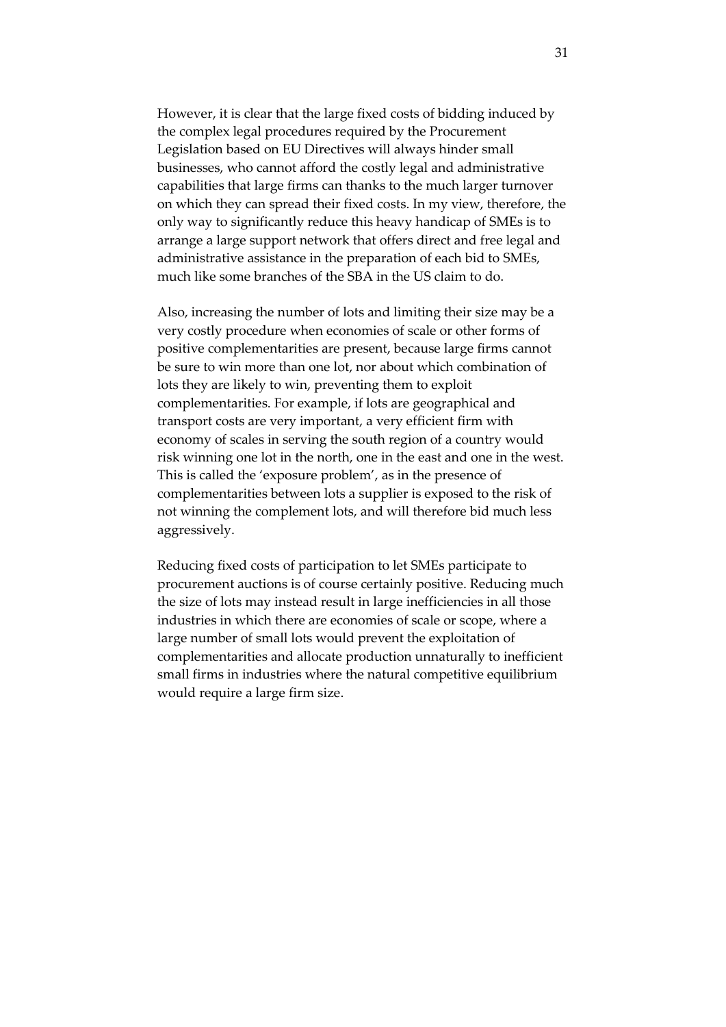However, it is clear that the large fixed costs of bidding induced by the complex legal procedures required by the Procurement Legislation based on EU Directives will always hinder small businesses, who cannot afford the costly legal and administrative capabilities that large firms can thanks to the much larger turnover on which they can spread their fixed costs. In my view, therefore, the only way to significantly reduce this heavy handicap of SMEs is to arrange a large support network that offers direct and free legal and administrative assistance in the preparation of each bid to SMEs, much like some branches of the SBA in the US claim to do.

Also, increasing the number of lots and limiting their size may be a very costly procedure when economies of scale or other forms of positive complementarities are present, because large firms cannot be sure to win more than one lot, nor about which combination of lots they are likely to win, preventing them to exploit complementarities. For example, if lots are geographical and transport costs are very important, a very efficient firm with economy of scales in serving the south region of a country would risk winning one lot in the north, one in the east and one in the west. This is called the 'exposure problem', as in the presence of complementarities between lots a supplier is exposed to the risk of not winning the complement lots, and will therefore bid much less aggressively.

Reducing fixed costs of participation to let SMEs participate to procurement auctions is of course certainly positive. Reducing much the size of lots may instead result in large inefficiencies in all those industries in which there are economies of scale or scope, where a large number of small lots would prevent the exploitation of complementarities and allocate production unnaturally to inefficient small firms in industries where the natural competitive equilibrium would require a large firm size.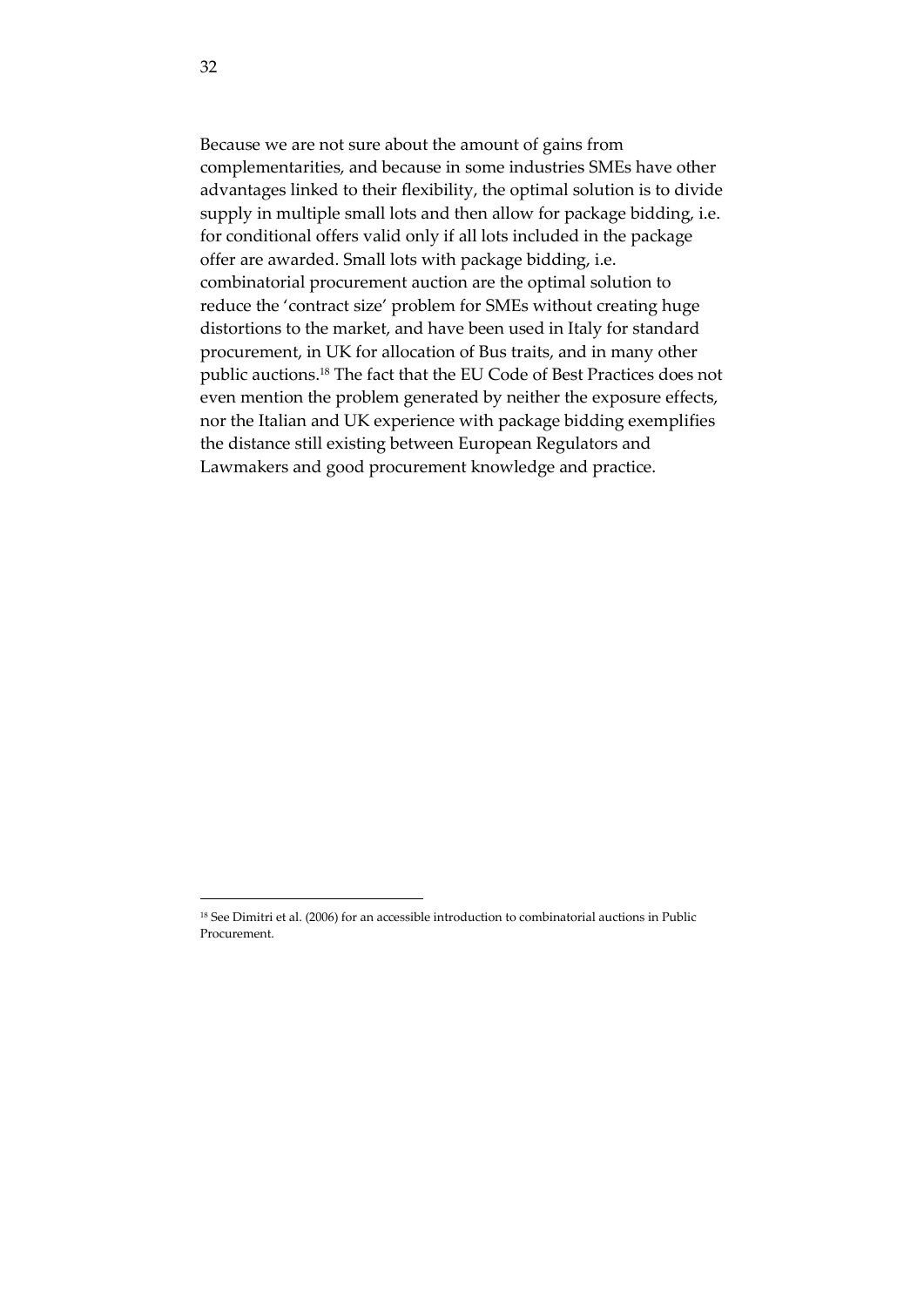Because we are not sure about the amount of gains from complementarities, and because in some industries SMEs have other advantages linked to their flexibility, the optimal solution is to divide supply in multiple small lots and then allow for package bidding, i.e. for conditional offers valid only if all lots included in the package offer are awarded. Small lots with package bidding, i.e. combinatorial procurement auction are the optimal solution to reduce the 'contract size' problem for SMEs without creating huge distortions to the market, and have been used in Italy for standard procurement, in UK for allocation of Bus traits, and in many other public auctions.[18] The fact that the EU Code of Best Practices does not even mention the problem generated by neither the exposure effects, nor the Italian and UK experience with package bidding exemplifies the distance still existing between European Regulators and Lawmakers and good procurement knowledge and practice.

[18] See Dimitri et al. (2006) for an accessible introduction to combinatorial auctions in Public Procurement.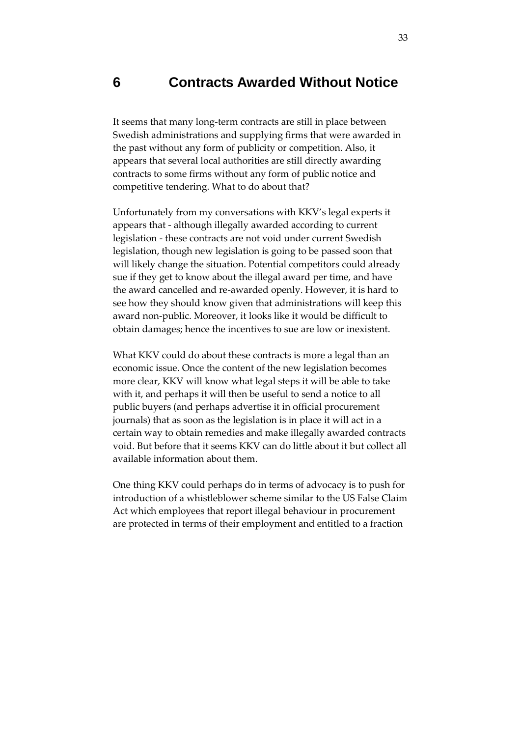# 6 Contracts Awarded Without Notice

It seems that many long-term contracts are still in place between Swedish administrations and supplying firms that were awarded in the past without any form of publicity or competition. Also, it appears that several local authorities are still directly awarding contracts to some firms without any form of public notice and competitive tendering. What to do about that?

Unfortunately from my conversations with KKV's legal experts it appears that - although illegally awarded according to current legislation - these contracts are not void under current Swedish legislation, though new legislation is going to be passed soon that will likely change the situation. Potential competitors could already sue if they get to know about the illegal award per time, and have the award cancelled and re-awarded openly. However, it is hard to see how they should know given that administrations will keep this award non-public. Moreover, it looks like it would be difficult to obtain damages; hence the incentives to sue are low or inexistent.

What KKV could do about these contracts is more a legal than an economic issue. Once the content of the new legislation becomes more clear, KKV will know what legal steps it will be able to take with it, and perhaps it will then be useful to send a notice to all public buyers (and perhaps advertise it in official procurement journals) that as soon as the legislation is in place it will act in a certain way to obtain remedies and make illegally awarded contracts void. But before that it seems KKV can do little about it but collect all available information about them.

One thing KKV could perhaps do in terms of advocacy is to push for introduction of a whistleblower scheme similar to the US False Claim Act which employees that report illegal behaviour in procurement are protected in terms of their employment and entitled to a fraction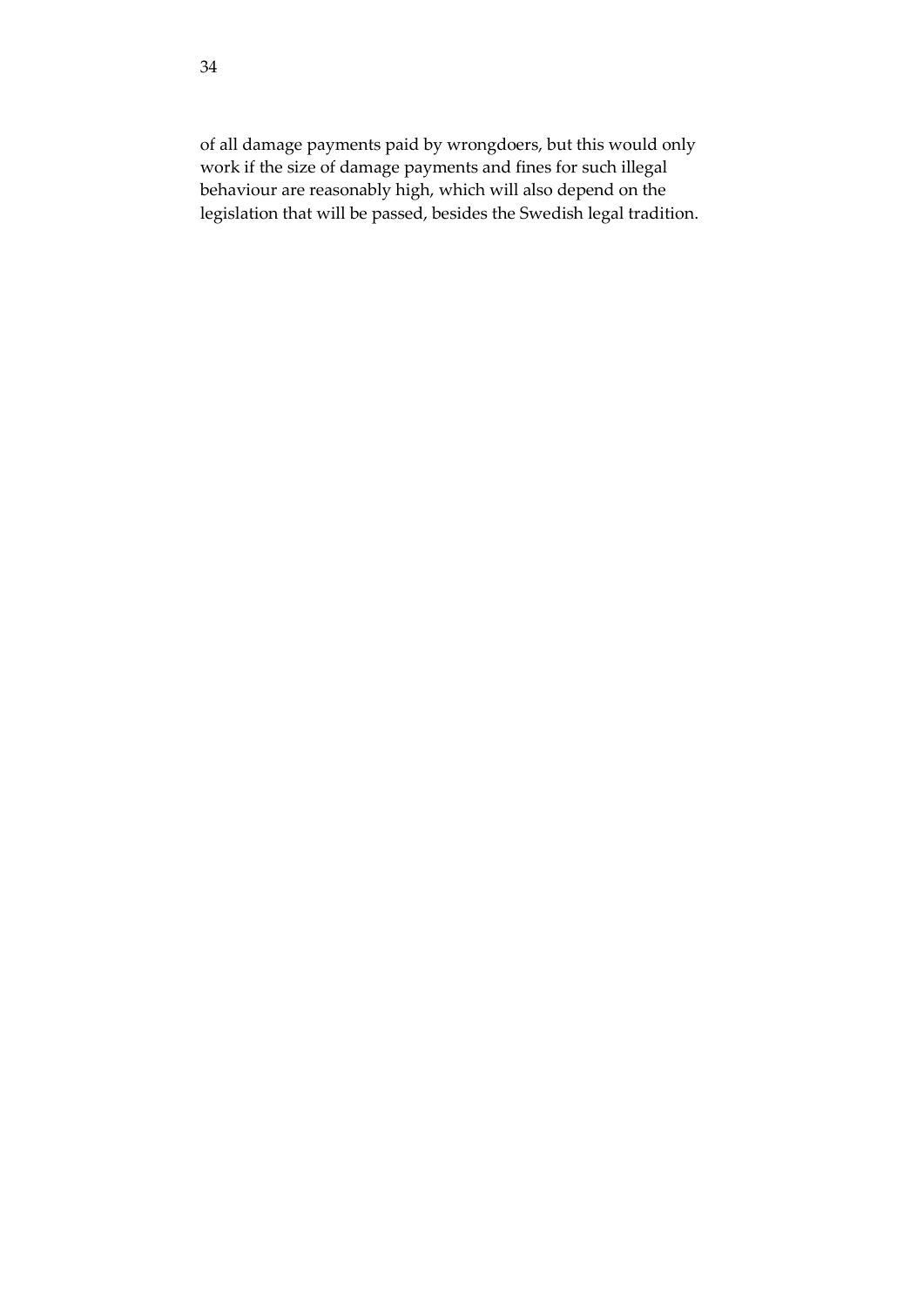of all damage payments paid by wrongdoers, but this would only work if the size of damage payments and fines for such illegal behaviour are reasonably high, which will also depend on the legislation that will be passed, besides the Swedish legal tradition.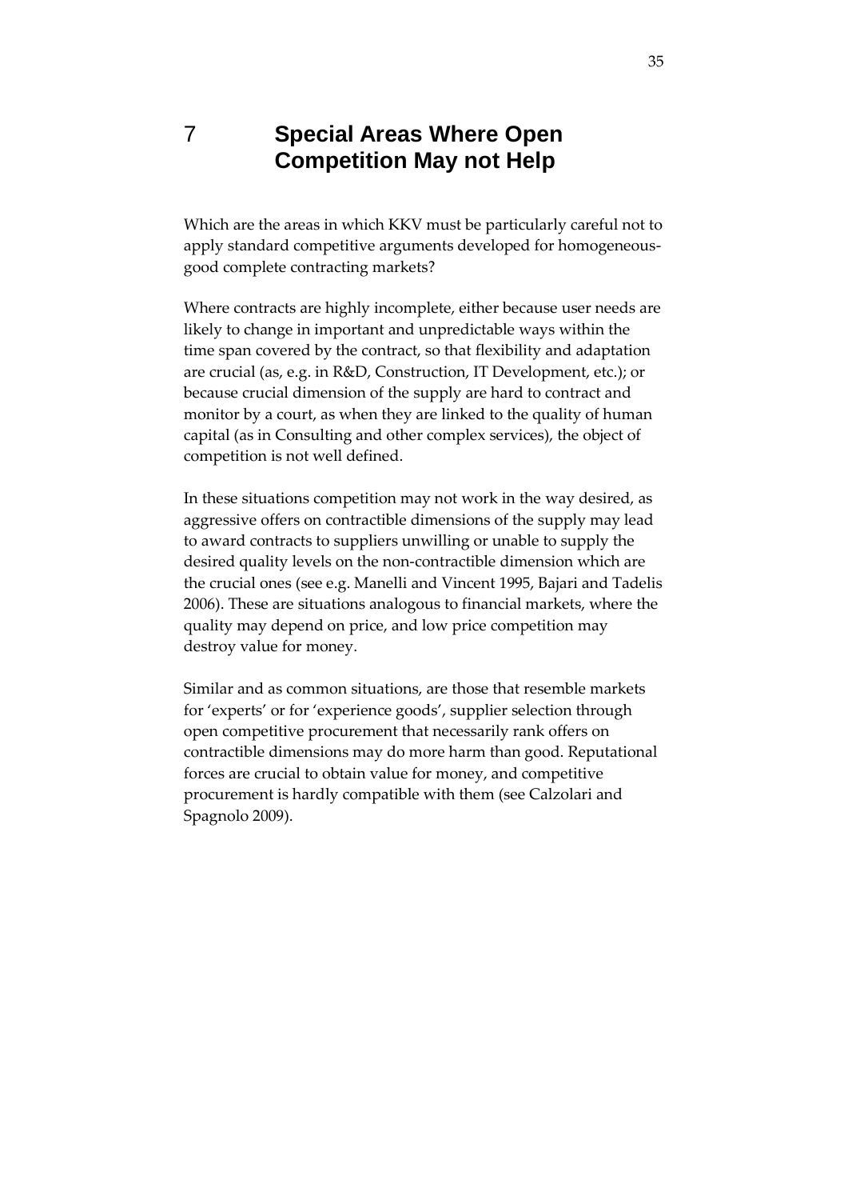# 7 Special Areas Where Open Competition May not Help

Which are the areas in which KKV must be particularly careful not to apply standard competitive arguments developed for homogeneous-good complete contracting markets?

Where contracts are highly incomplete, either because user needs are likely to change in important and unpredictable ways within the time span covered by the contract, so that flexibility and adaptation are crucial (as, e.g. in R&D, Construction, IT Development, etc.); or because crucial dimension of the supply are hard to contract and monitor by a court, as when they are linked to the quality of human capital (as in Consulting and other complex services), the object of competition is not well defined.

In these situations competition may not work in the way desired, as aggressive offers on contractible dimensions of the supply may lead to award contracts to suppliers unwilling or unable to supply the desired quality levels on the non-contractible dimension which are the crucial ones (see e.g. Manelli and Vincent 1995, Bajari and Tadelis 2006). These are situations analogous to financial markets, where the quality may depend on price, and low price competition may destroy value for money.

Similar and as common situations, are those that resemble markets for 'experts' or for 'experience goods', supplier selection through open competitive procurement that necessarily rank offers on contractible dimensions may do more harm than good. Reputational forces are crucial to obtain value for money, and competitive procurement is hardly compatible with them (see Calzolari and Spagnolo 2009).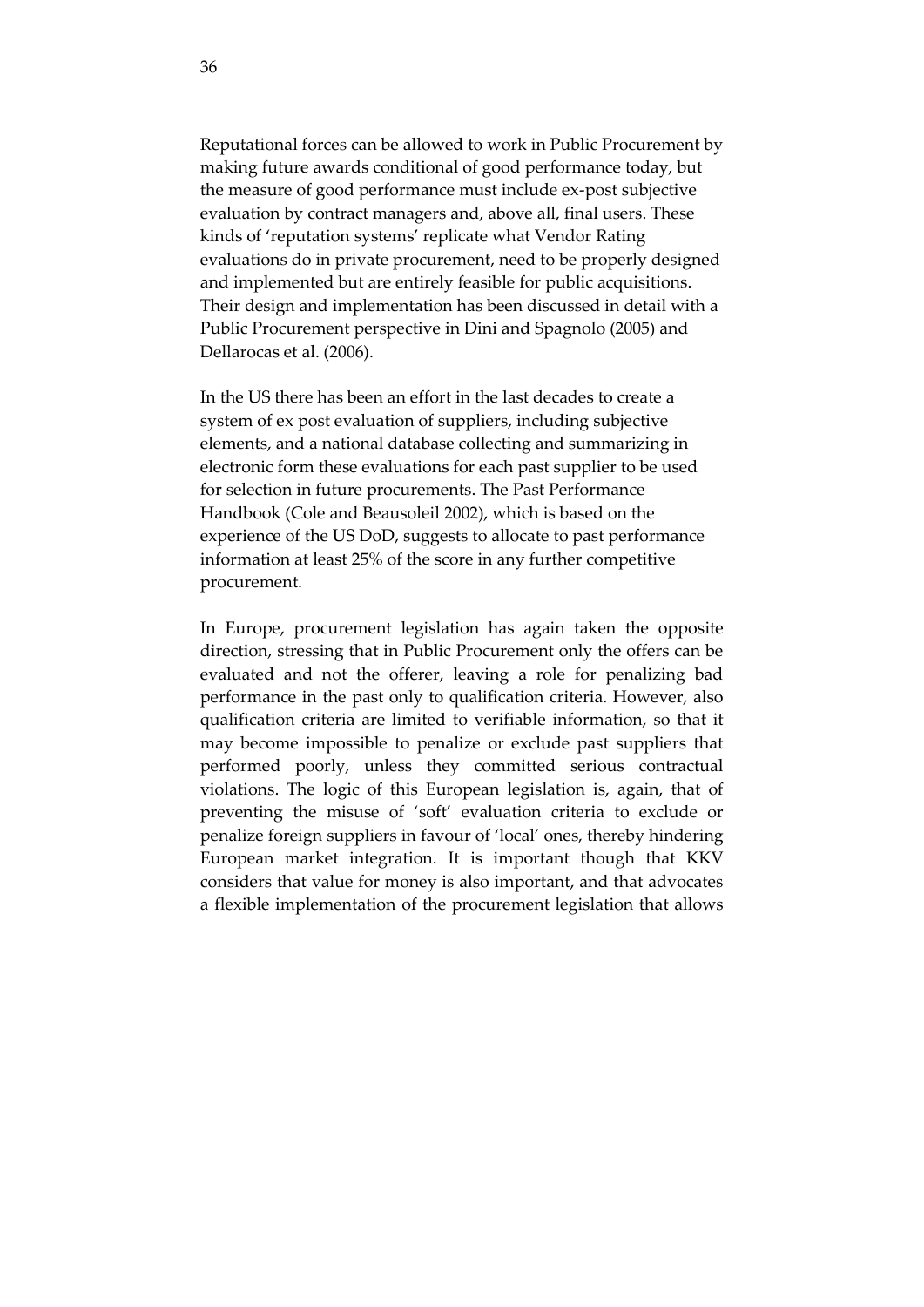Reputational forces can be allowed to work in Public Procurement by making future awards conditional of good performance today, but the measure of good performance must include ex-post subjective evaluation by contract managers and, above all, final users. These kinds of 'reputation systems' replicate what Vendor Rating evaluations do in private procurement, need to be properly designed and implemented but are entirely feasible for public acquisitions. Their design and implementation has been discussed in detail with a Public Procurement perspective in Dini and Spagnolo (2005) and Dellarocas et al. (2006).

In the US there has been an effort in the last decades to create a system of ex post evaluation of suppliers, including subjective elements, and a national database collecting and summarizing in electronic form these evaluations for each past supplier to be used for selection in future procurements. The Past Performance Handbook (Cole and Beausoleil 2002), which is based on the experience of the US DoD, suggests to allocate to past performance information at least 25% of the score in any further competitive procurement.

In Europe, procurement legislation has again taken the opposite direction, stressing that in Public Procurement only the offers can be evaluated and not the offerer, leaving a role for penalizing bad performance in the past only to qualification criteria. However, also qualification criteria are limited to verifiable information, so that it may become impossible to penalize or exclude past suppliers that performed poorly, unless they committed serious contractual violations. The logic of this European legislation is, again, that of preventing the misuse of 'soft' evaluation criteria to exclude or penalize foreign suppliers in favour of 'local' ones, thereby hindering European market integration. It is important though that KKV considers that value for money is also important, and that advocates a flexible implementation of the procurement legislation that allows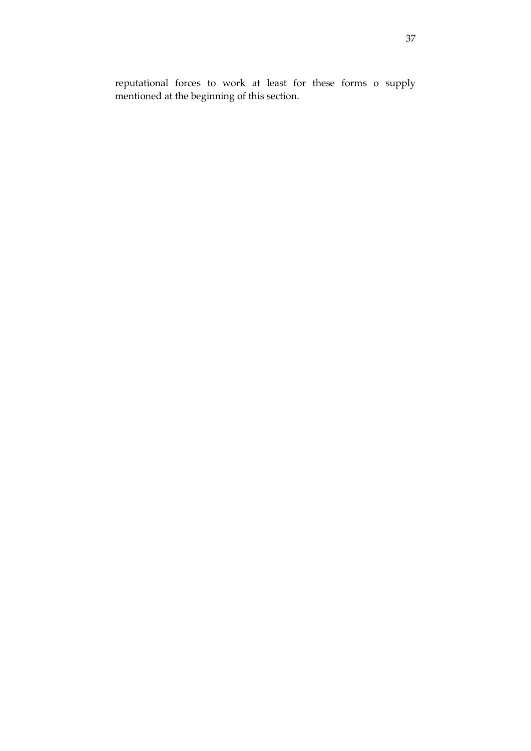reputational forces to work at least for these forms o supply mentioned at the beginning of this section.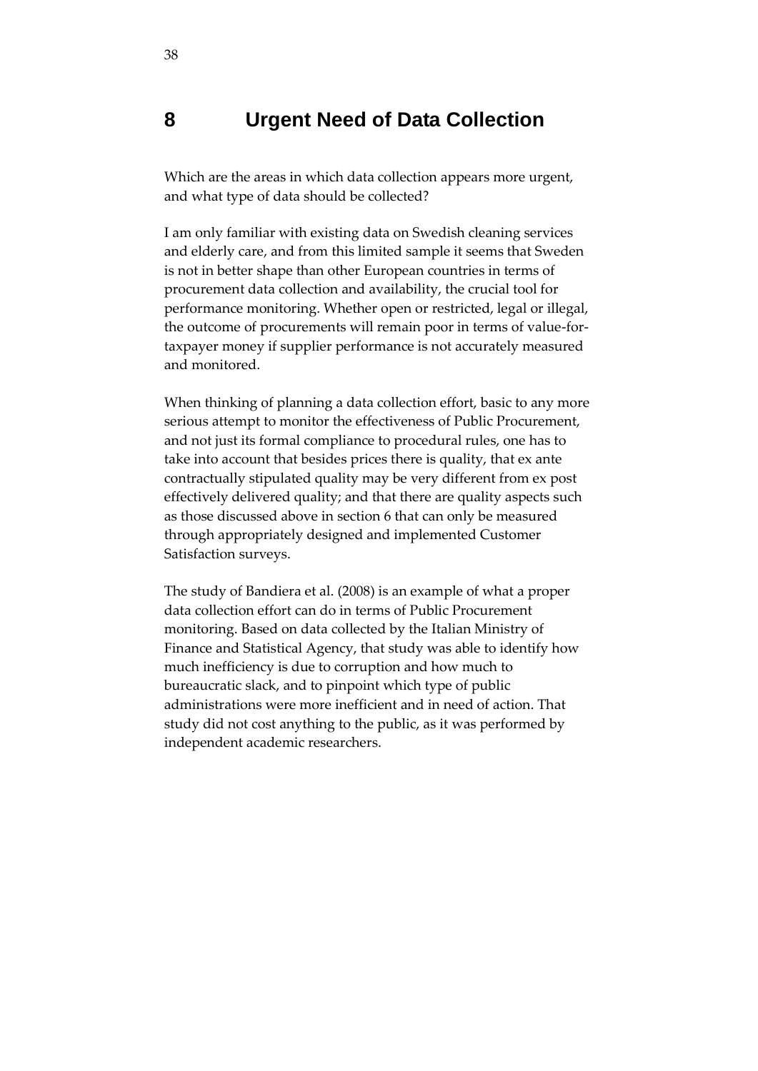# 8 Urgent Need of Data Collection

Which are the areas in which data collection appears more urgent, and what type of data should be collected?

I am only familiar with existing data on Swedish cleaning services and elderly care, and from this limited sample it seems that Sweden is not in better shape than other European countries in terms of procurement data collection and availability, the crucial tool for performance monitoring. Whether open or restricted, legal or illegal, the outcome of procurements will remain poor in terms of value-for-taxpayer money if supplier performance is not accurately measured and monitored.

When thinking of planning a data collection effort, basic to any more serious attempt to monitor the effectiveness of Public Procurement, and not just its formal compliance to procedural rules, one has to take into account that besides prices there is quality, that ex ante contractually stipulated quality may be very different from ex post effectively delivered quality; and that there are quality aspects such as those discussed above in section 6 that can only be measured through appropriately designed and implemented Customer Satisfaction surveys.

The study of Bandiera et al. (2008) is an example of what a proper data collection effort can do in terms of Public Procurement monitoring. Based on data collected by the Italian Ministry of Finance and Statistical Agency, that study was able to identify how much inefficiency is due to corruption and how much to bureaucratic slack, and to pinpoint which type of public administrations were more inefficient and in need of action. That study did not cost anything to the public, as it was performed by independent academic researchers.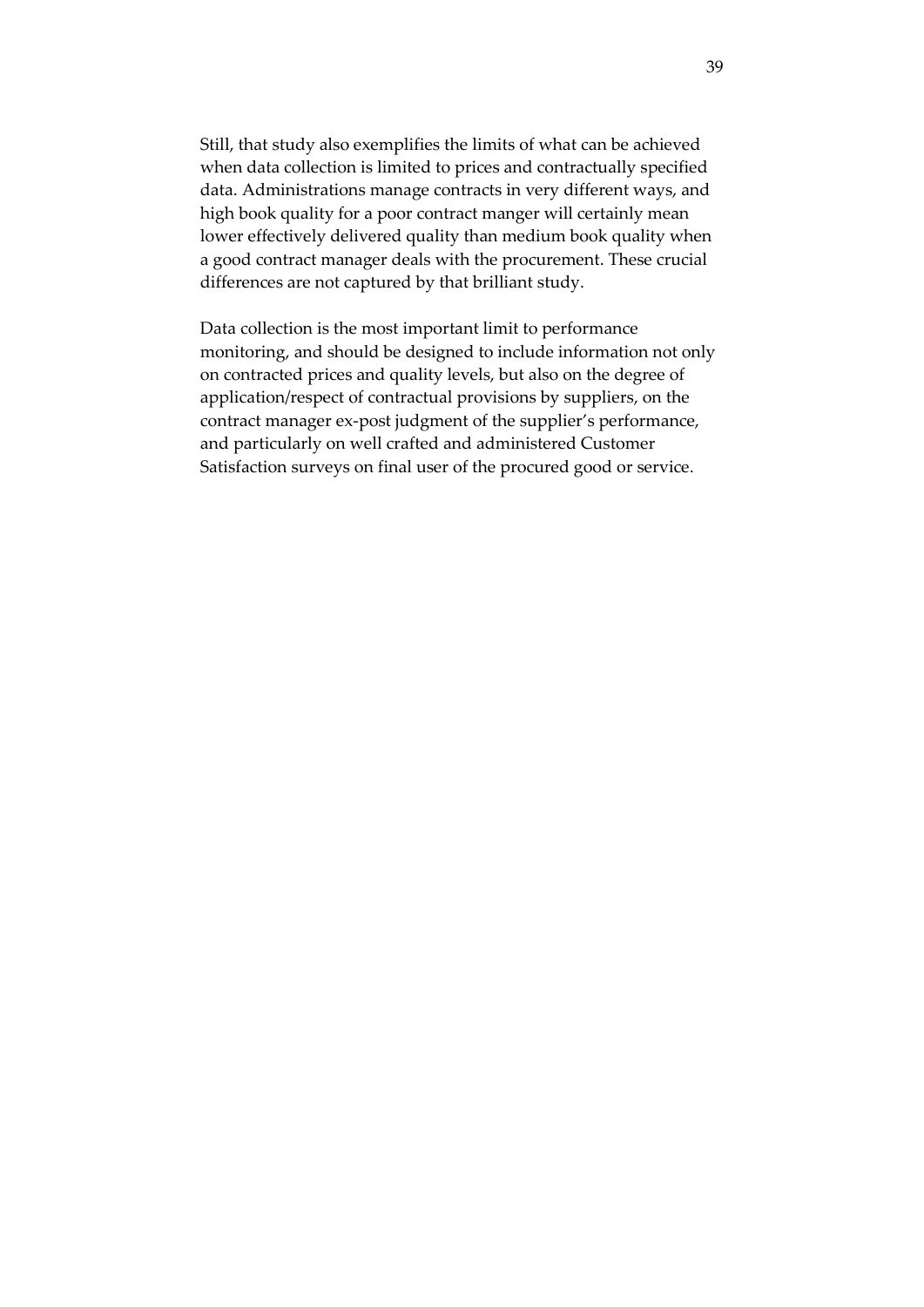Still, that study also exemplifies the limits of what can be achieved when data collection is limited to prices and contractually specified data. Administrations manage contracts in very different ways, and high book quality for a poor contract manger will certainly mean lower effectively delivered quality than medium book quality when a good contract manager deals with the procurement. These crucial differences are not captured by that brilliant study.

Data collection is the most important limit to performance monitoring, and should be designed to include information not only on contracted prices and quality levels, but also on the degree of application/respect of contractual provisions by suppliers, on the contract manager ex-post judgment of the supplier's performance, and particularly on well crafted and administered Customer Satisfaction surveys on final user of the procured good or service.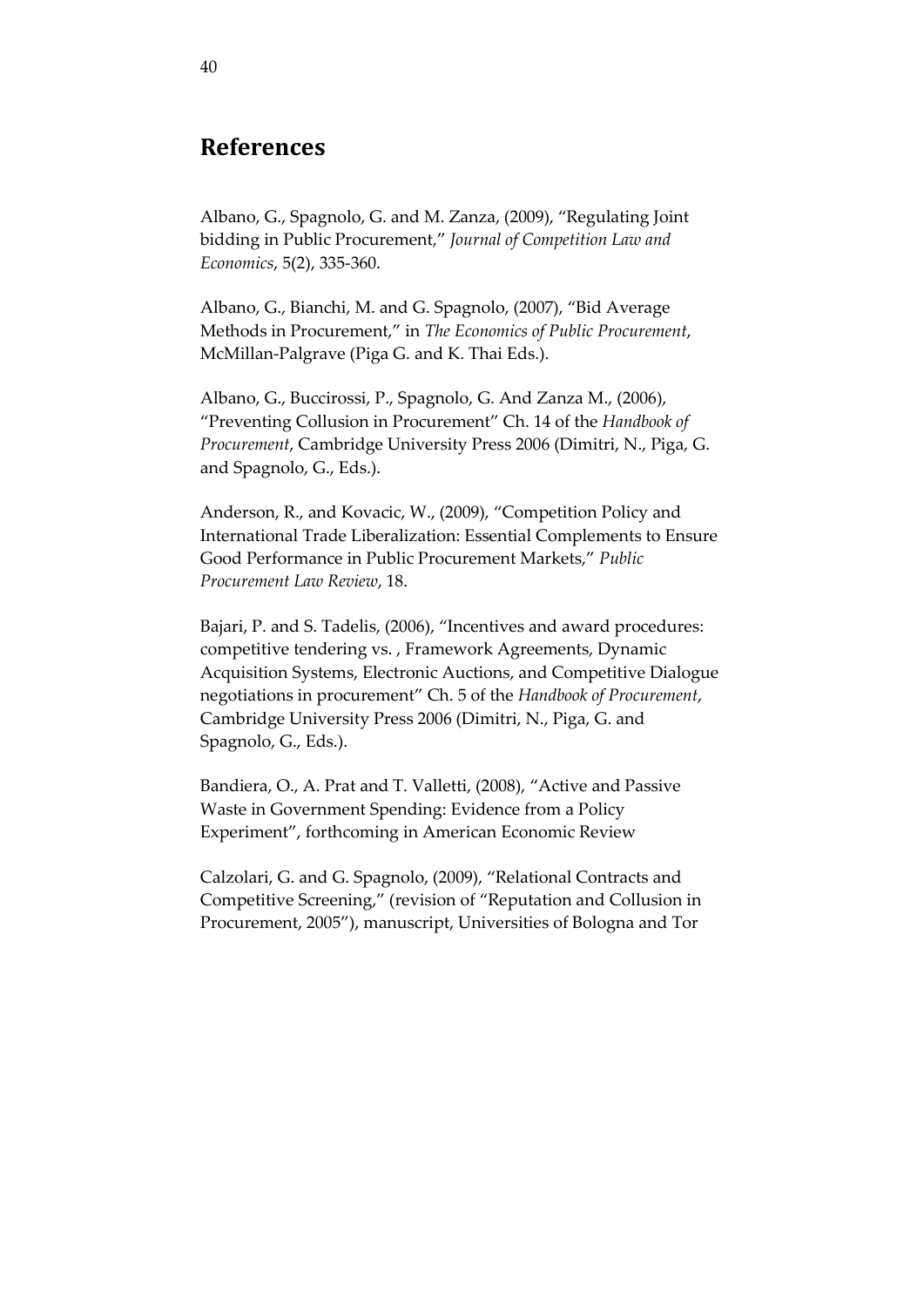## References

Albano, G., Spagnolo, G. and M. Zanza, (2009), "Regulating Joint bidding in Public Procurement," *Journal of Competition Law and Economics*, 5(2), 335-360.

Albano, G., Bianchi, M. and G. Spagnolo, (2007), "Bid Average Methods in Procurement," in *The Economics of Public Procurement*, McMillan-Palgrave (Piga G. and K. Thai Eds.).

Albano, G., Buccirossi, P., Spagnolo, G. And Zanza M., (2006), "Preventing Collusion in Procurement" Ch. 14 of the *Handbook of Procurement*, Cambridge University Press 2006 (Dimitri, N., Piga, G. and Spagnolo, G., Eds.).

Anderson, R., and Kovacic, W., (2009), "Competition Policy and International Trade Liberalization: Essential Complements to Ensure Good Performance in Public Procurement Markets," *Public Procurement Law Review*, 18.

Bajari, P. and S. Tadelis, (2006), "Incentives and award procedures: competitive tendering vs. , Framework Agreements, Dynamic Acquisition Systems, Electronic Auctions, and Competitive Dialogue negotiations in procurement" Ch. 5 of the *Handbook of Procurement*, Cambridge University Press 2006 (Dimitri, N., Piga, G. and Spagnolo, G., Eds.).

Bandiera, O., A. Prat and T. Valletti, (2008), "Active and Passive Waste in Government Spending: Evidence from a Policy Experiment", forthcoming in American Economic Review

Calzolari, G. and G. Spagnolo, (2009), "Relational Contracts and Competitive Screening," (revision of "Reputation and Collusion in Procurement, 2005"), manuscript, Universities of Bologna and Tor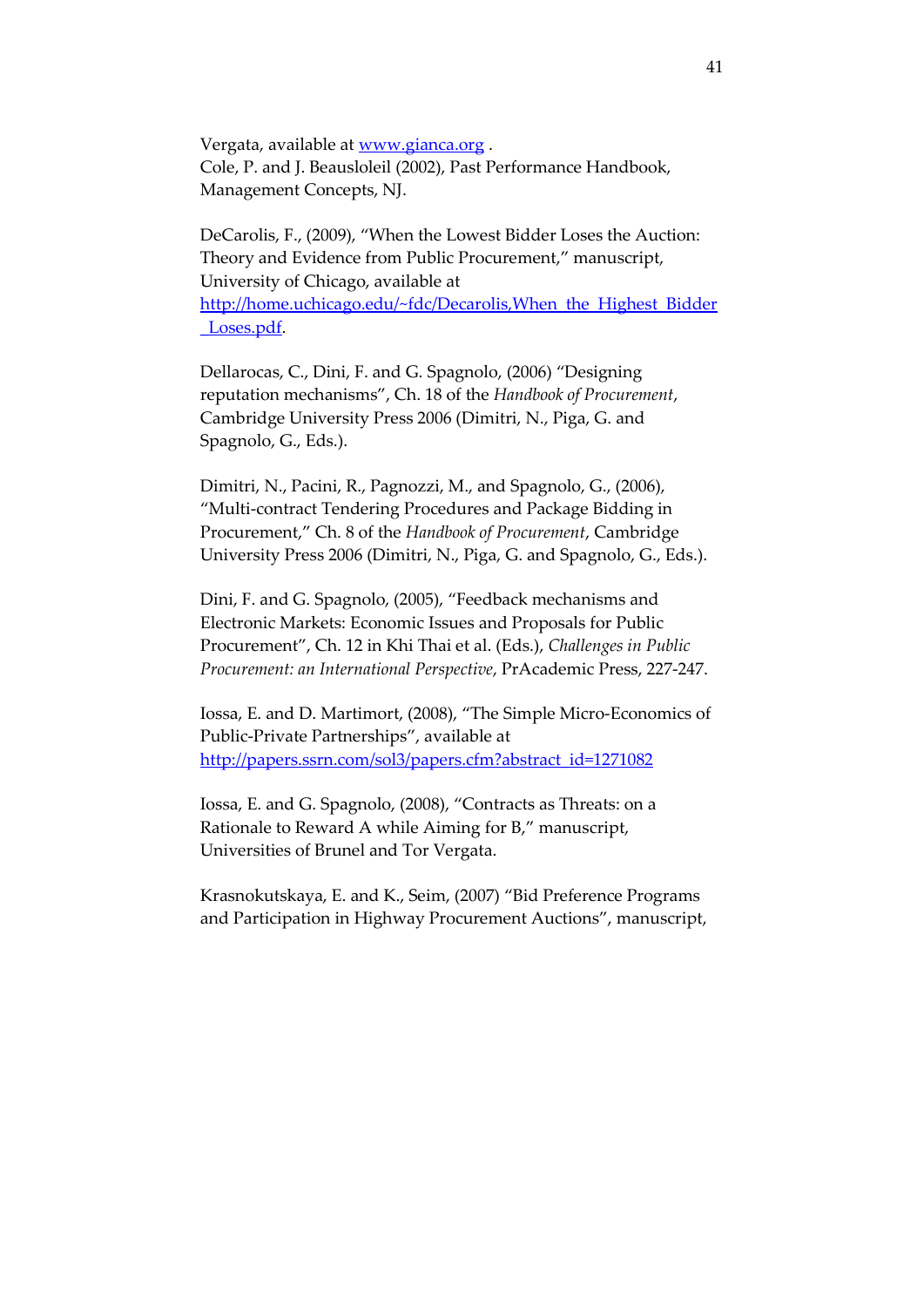Vergata, available at [www.gianca.org](http://www.gianca.org) .
Cole, P. and J. Beausloleil (2002), Past Performance Handbook, Management Concepts, NJ.

DeCarolis, F., (2009), "When the Lowest Bidder Loses the Auction: Theory and Evidence from Public Procurement," manuscript, University of Chicago, available at [http://home.uchicago.edu/~fdc/Decarolis,When_the_Highest_Bidder_Loses.pdf](http://home.uchicago.edu/~fdc/Decarolis,When_the_Highest_Bidder_Loses.pdf).

Dellarocas, C., Dini, F. and G. Spagnolo, (2006) "Designing reputation mechanisms", Ch. 18 of the *Handbook of Procurement*, Cambridge University Press 2006 (Dimitri, N., Piga, G. and Spagnolo, G., Eds.).

Dimitri, N., Pacini, R., Pagnozzi, M., and Spagnolo, G., (2006), "Multi-contract Tendering Procedures and Package Bidding in Procurement," Ch. 8 of the *Handbook of Procurement*, Cambridge University Press 2006 (Dimitri, N., Piga, G. and Spagnolo, G., Eds.).

Dini, F. and G. Spagnolo, (2005), "Feedback mechanisms and Electronic Markets: Economic Issues and Proposals for Public Procurement", Ch. 12 in Khi Thai et al. (Eds.), *Challenges in Public Procurement: an International Perspective*, PrAcademic Press, 227-247.

Iossa, E. and D. Martimort, (2008), "The Simple Micro-Economics of Public-Private Partnerships", available at [http://papers.ssrn.com/sol3/papers.cfm?abstract_id=1271082](http://papers.ssrn.com/sol3/papers.cfm?abstract_id=1271082)

Iossa, E. and G. Spagnolo, (2008), "Contracts as Threats: on a Rationale to Reward A while Aiming for B," manuscript, Universities of Brunel and Tor Vergata.

Krasnokutskaya, E. and K., Seim, (2007) "Bid Preference Programs and Participation in Highway Procurement Auctions", manuscript,